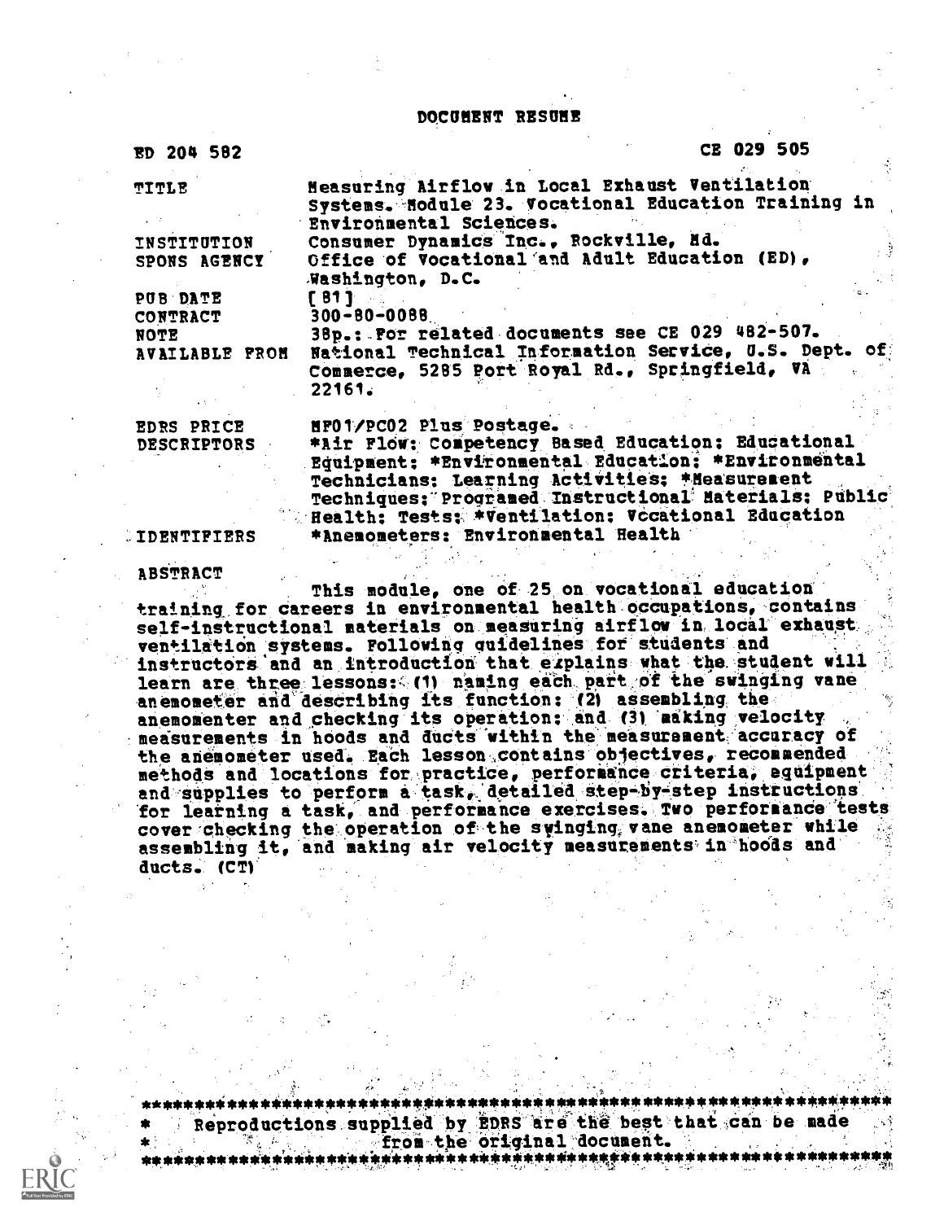# DOCUMENT RESUME

| | |
|---|---|
| ED 204 582 | CE 029 505 |
| TITLE | Measuring Airflow in Local Exhaust Ventilation Systems. Module 23. Vocational Education Training in Environmental Sciences. |
| INSTITUTION | Consumer Dynamics Inc., Rockville, Md. |
| SPONS AGENCY | Office of Vocational and Adult Education (ED), Washington, D.C. |
| PUB DATE | [81] |
| CONTRACT | 300-80-0088 |
| NOTE | 38p.: For related documents see CE 029 482-507. |
| AVAILABLE FROM | National Technical Information Service, U.S. Dept. of Commerce, 5285 Port Royal Rd., Springfield, VA 22161. |
| EDRS PRICE | MF01/PC02 Plus Postage. |
| DESCRIPTORS | *Air Flow; Competency Based Education; Educational Equipment; *Environmental Education; *Environmental Technicians; Learning Activities; *Measurement Techniques; Programed Instructional Materials; Public Health; Tests; *Ventilation; Vocational Education |
| IDENTIFIERS | *Anemometers; Environmental Health |

## ABSTRACT

This module, one of 25 on vocational education training for careers in environmental health occupations, contains self-instructional materials on measuring airflow in local exhaust ventilation systems. Following guidelines for students and instructors and an introduction that explains what the student will learn are three lessons: (1) naming each part of the swinging vane anemometer and describing its function; (2) assembling the anemomenter and checking its operation; and (3) making velocity measurements in hoods and ducts within the measurement accuracy of the anemometer used. Each lesson contains objectives, recommended methods and locations for practice, performance criteria, equipment and supplies to perform a task, detailed step-by-step instructions for learning a task, and performance exercises. Two performance tests cover checking the operation of the swinging vane anemometer while assembling it, and making air velocity measurements in hoods and ducts. (CT)

Reproductions supplied by EDRS are the best that can be made from the original document.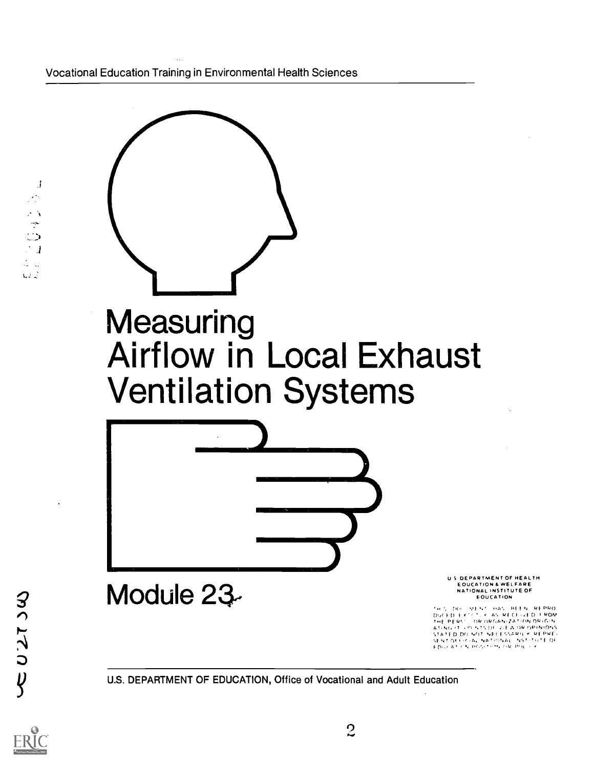Vocational Education Training in Environmental Health Sciences

# Measuring Airflow in Local Exhaust Ventilation Systems

## Module 23

U S DEPARTMENT OF HEALTH EDUCATION & WELFARE NATIONAL INSTITUTE OF EDUCATION

THIS DOCUMENT HAS BEEN REPRODUCED EXACTLY AS RECEIVED FROM THE PERSON OR ORGANIZATION ORIGINATING IT. POINTS OF VIEW OR OPINIONS STATED DO NOT NECESSARILY REPRESENT OFFICIAL NATIONAL INSTITUTE OF EDUCATION POSITION OR POLICY

U.S. DEPARTMENT OF EDUCATION, Office of Vocational and Adult Education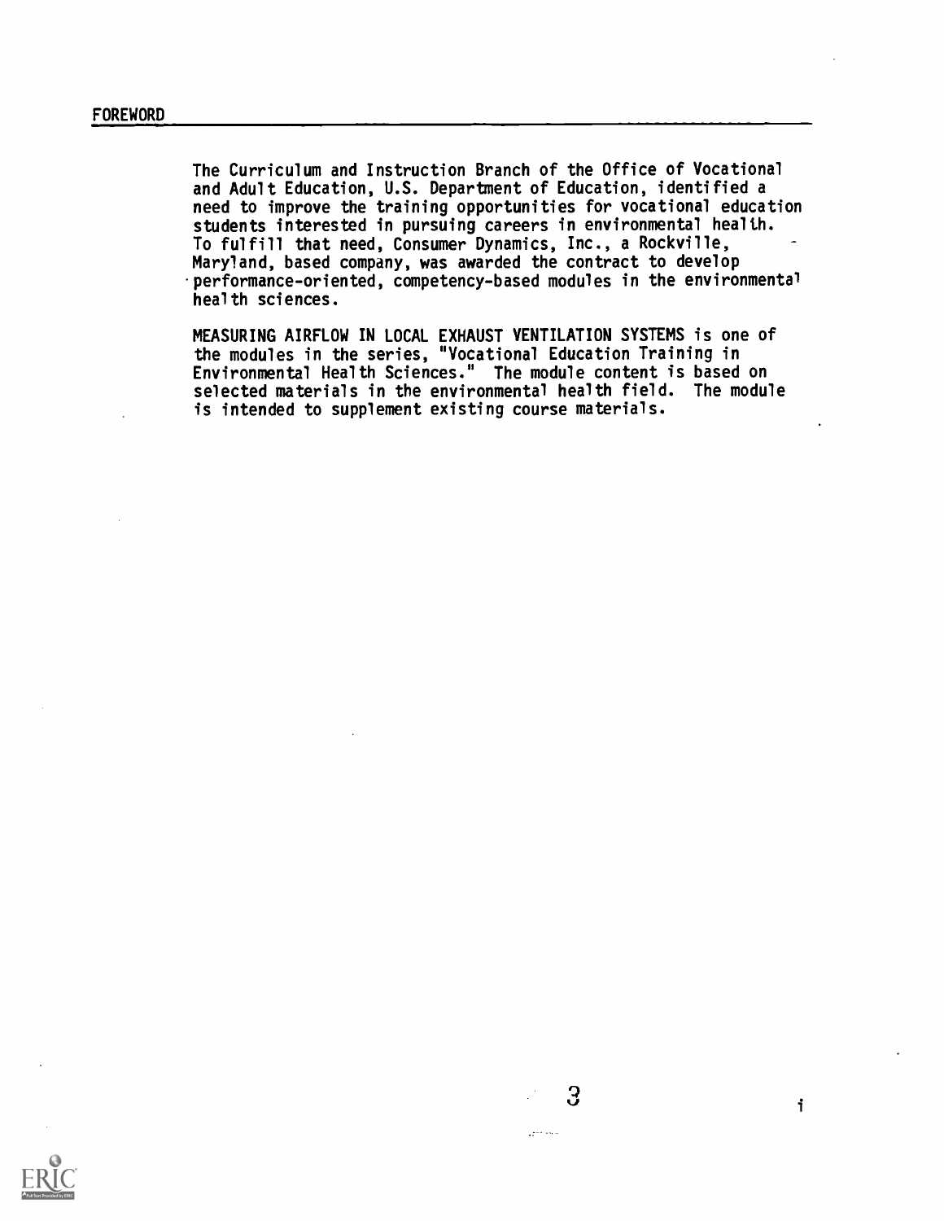## FOREWORD

The Curriculum and Instruction Branch of the Office of Vocational and Adult Education, U.S. Department of Education, identified a need to improve the training opportunities for vocational education students interested in pursuing careers in environmental health. To fulfill that need, Consumer Dynamics, Inc., a Rockville, Maryland, based company, was awarded the contract to develop performance-oriented, competency-based modules in the environmental health sciences.

MEASURING AIRFLOW IN LOCAL EXHAUST VENTILATION SYSTEMS is one of the modules in the series, "Vocational Education Training in Environmental Health Sciences." The module content is based on selected materials in the environmental health field. The module is intended to supplement existing course materials.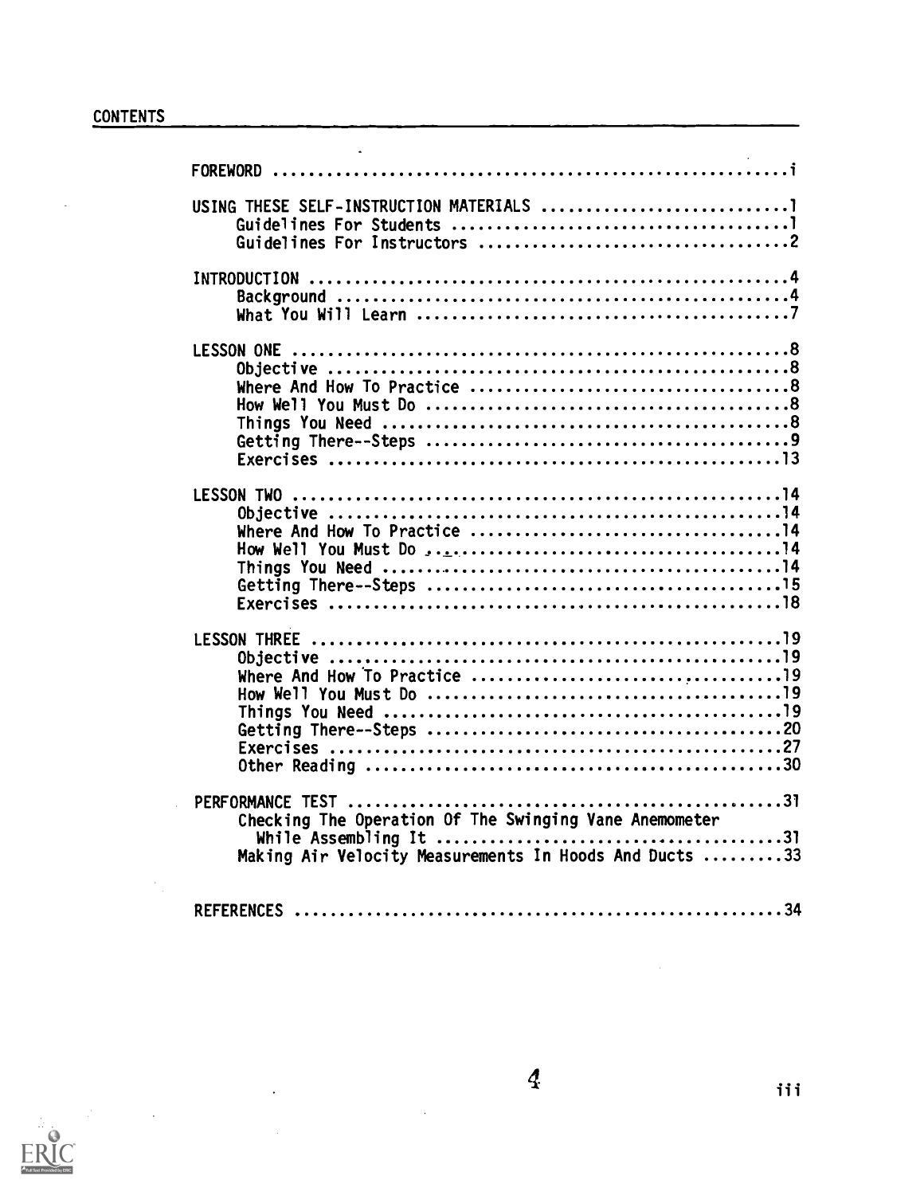# CONTENTS

FOREWORD ........................................................... i

USING THESE SELF-INSTRUCTION MATERIALS ............................. 1
- Guidelines For Students ........................................ 1
- Guidelines For Instructors ..................................... 2

INTRODUCTION ....................................................... 4
- Background ..................................................... 4
- What You Will Learn ............................................ 7

LESSON ONE ......................................................... 8
- Objective ...................................................... 8
- Where And How To Practice ...................................... 8
- How Well You Must Do ........................................... 8
- Things You Need ................................................ 8
- Getting There--Steps ........................................... 9
- Exercises ...................................................... 13

LESSON TWO ......................................................... 14
- Objective ...................................................... 14
- Where And How To Practice ...................................... 14
- How Well You Must Do ........................................... 14
- Things You Need ................................................ 14
- Getting There--Steps ........................................... 15
- Exercises ...................................................... 18

LESSON THREE ....................................................... 19
- Objective ...................................................... 19
- Where And How To Practice ...................................... 19
- How Well You Must Do ........................................... 19
- Things You Need ................................................ 19
- Getting There--Steps ........................................... 20
- Exercises ...................................................... 27
- Other Reading .................................................. 30

PERFORMANCE TEST ................................................... 31
- Checking The Operation Of The Swinging Vane Anemometer While Assembling It ........................................... 31
- Making Air Velocity Measurements In Hoods And Ducts ............ 33

REFERENCES ......................................................... 34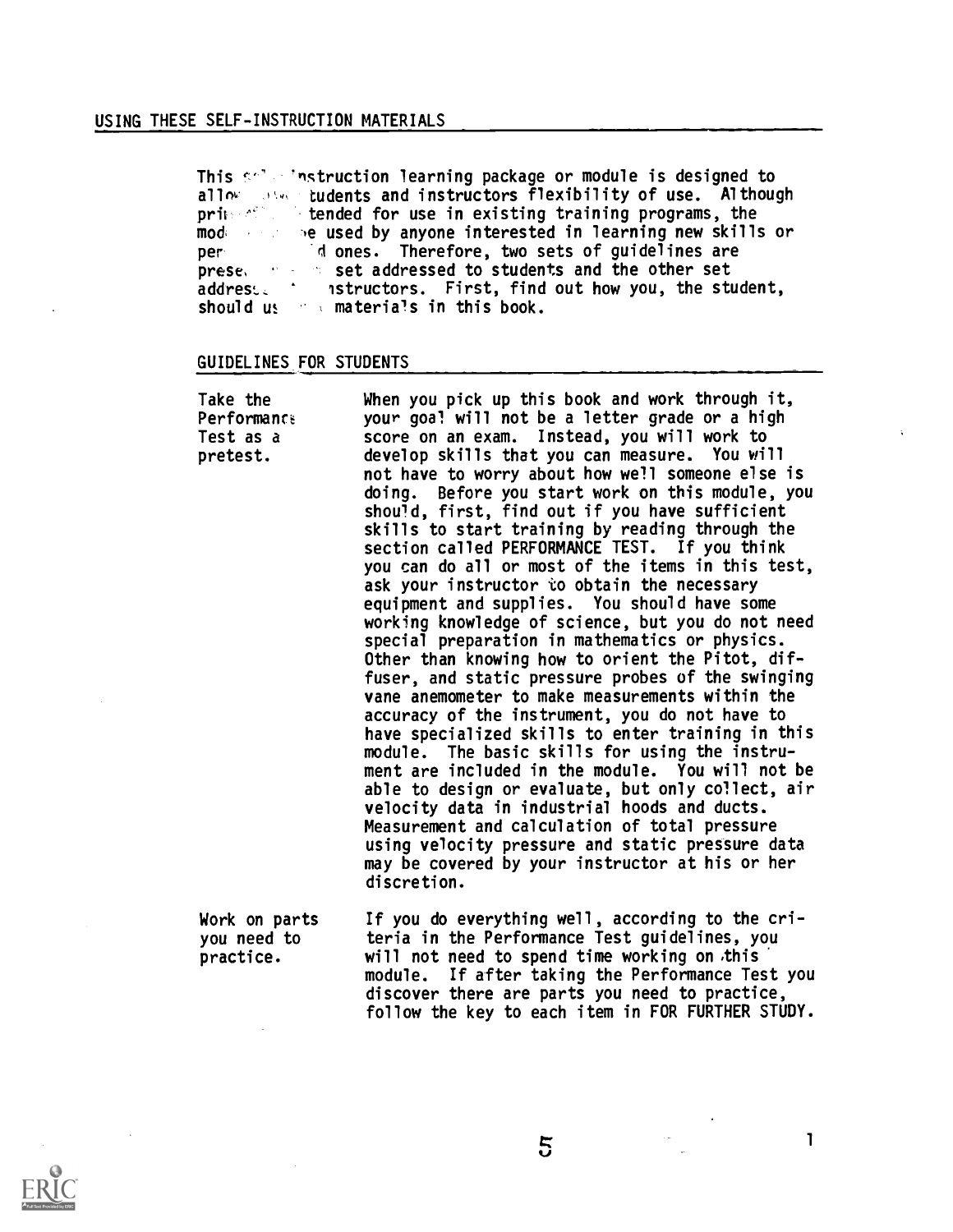## USING THESE SELF-INSTRUCTION MATERIALS

This self-instruction learning package or module is designed to allow both students and instructors flexibility of use. Although primarily intended for use in existing training programs, the module may be used by anyone interested in learning new skills or perfecting old ones. Therefore, two sets of guidelines are presented: one set addressed to students and the other set addressed to instructors. First, find out how you, the student, should use the materials in this book.

## GUIDELINES FOR STUDENTS

**Take the Performance Test as a pretest.**

When you pick up this book and work through it, your goal will not be a letter grade or a high score on an exam. Instead, you will work to develop skills that you can measure. You will not have to worry about how well someone else is doing. Before you start work on this module, you should, first, find out if you have sufficient skills to start training by reading through the section called PERFORMANCE TEST. If you think you can do all or most of the items in this test, ask your instructor to obtain the necessary equipment and supplies. You should have some working knowledge of science, but you do not need special preparation in mathematics or physics. Other than knowing how to orient the Pitot, diffuser, and static pressure probes of the swinging vane anemometer to make measurements within the accuracy of the instrument, you do not have to have specialized skills to enter training in this module. The basic skills for using the instrument are included in the module. You will not be able to design or evaluate, but only collect, air velocity data in industrial hoods and ducts. Measurement and calculation of total pressure using velocity pressure and static pressure data may be covered by your instructor at his or her discretion.

**Work on parts you need to practice.**

If you do everything well, according to the criteria in the Performance Test guidelines, you will not need to spend time working on this module. If after taking the Performance Test you discover there are parts you need to practice, follow the key to each item in FOR FURTHER STUDY.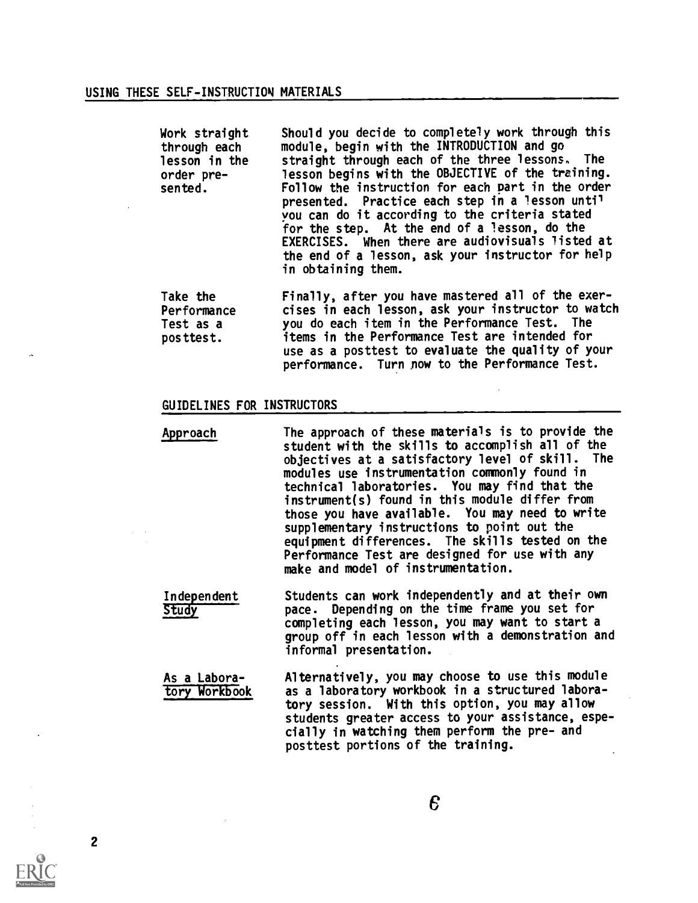## USING THESE SELF-INSTRUCTION MATERIALS

**Work straight through each lesson in the order presented.**

Should you decide to completely work through this module, begin with the INTRODUCTION and go straight through each of the three lessons. The lesson begins with the OBJECTIVE of the training. Follow the instruction for each part in the order presented. Practice each step in a lesson until you can do it according to the criteria stated for the step. At the end of a lesson, do the EXERCISES. When there are audiovisuals listed at the end of a lesson, ask your instructor for help in obtaining them.

**Take the Performance Test as a posttest.**

Finally, after you have mastered all of the exercises in each lesson, ask your instructor to watch you do each item in the Performance Test. The items in the Performance Test are intended for use as a posttest to evaluate the quality of your performance. Turn now to the Performance Test.

## GUIDELINES FOR INSTRUCTORS

**Approach**

The approach of these materials is to provide the student with the skills to accomplish all of the objectives at a satisfactory level of skill. The modules use instrumentation commonly found in technical laboratories. You may find that the instrument(s) found in this module differ from those you have available. You may need to write supplementary instructions to point out the equipment differences. The skills tested on the Performance Test are designed for use with any make and model of instrumentation.

**Independent Study**

Students can work independently and at their own pace. Depending on the time frame you set for completing each lesson, you may want to start a group off in each lesson with a demonstration and informal presentation.

**As a Laboratory Workbook**

Alternatively, you may choose to use this module as a laboratory workbook in a structured laboratory session. With this option, you may allow students greater access to your assistance, especially in watching them perform the pre- and posttest portions of the training.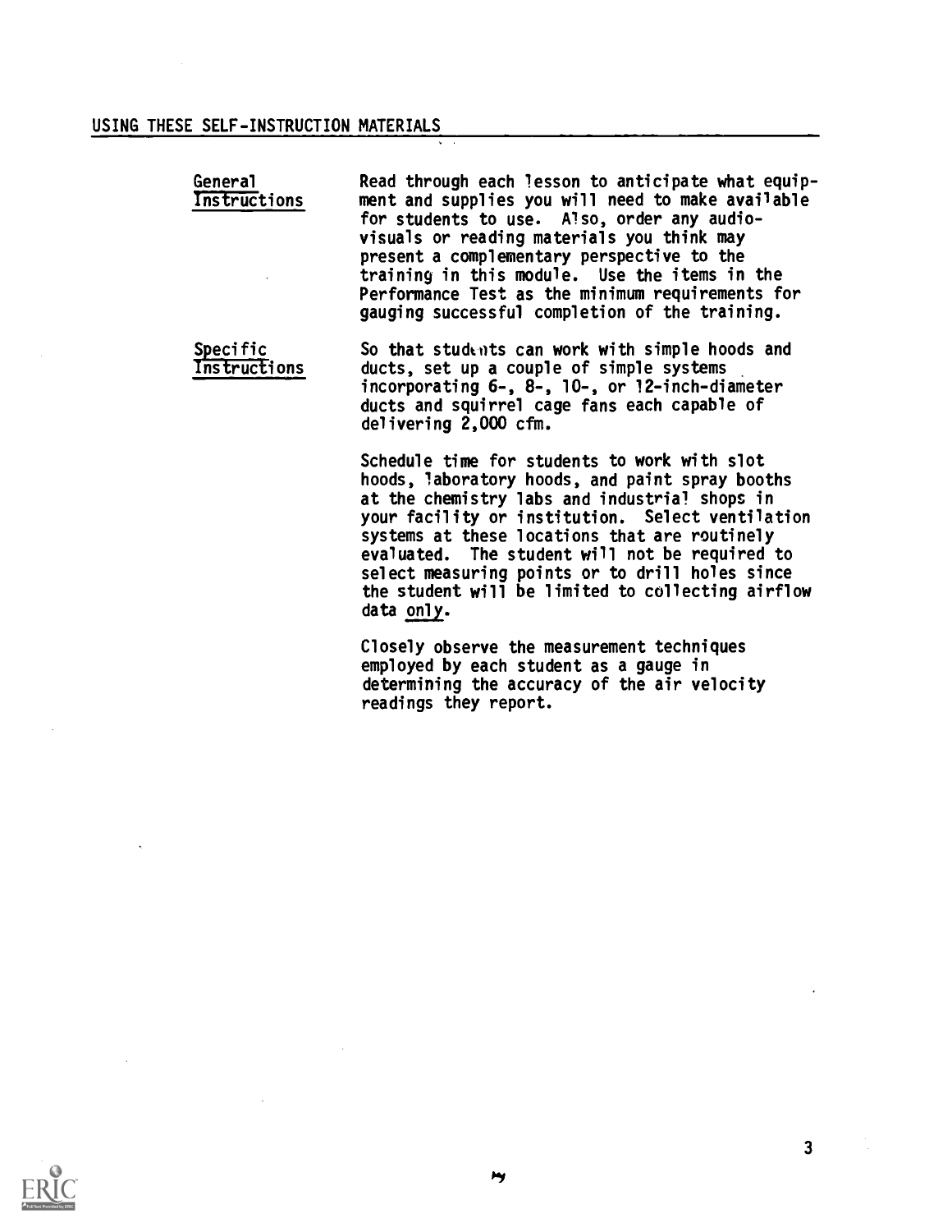## USING THESE SELF-INSTRUCTION MATERIALS

**General Instructions**

Read through each lesson to anticipate what equipment and supplies you will need to make available for students to use. Also, order any audio-visuals or reading materials you think may present a complementary perspective to the training in this module. Use the items in the Performance Test as the minimum requirements for gauging successful completion of the training.

**Specific Instructions**

So that students can work with simple hoods and ducts, set up a couple of simple systems incorporating 6-, 8-, 10-, or 12-inch-diameter ducts and squirrel cage fans each capable of delivering 2,000 cfm.

Schedule time for students to work with slot hoods, laboratory hoods, and paint spray booths at the chemistry labs and industrial shops in your facility or institution. Select ventilation systems at these locations that are routinely evaluated. The student will not be required to select measuring points or to drill holes since the student will be limited to collecting airflow data only.

Closely observe the measurement techniques employed by each student as a gauge in determining the accuracy of the air velocity readings they report.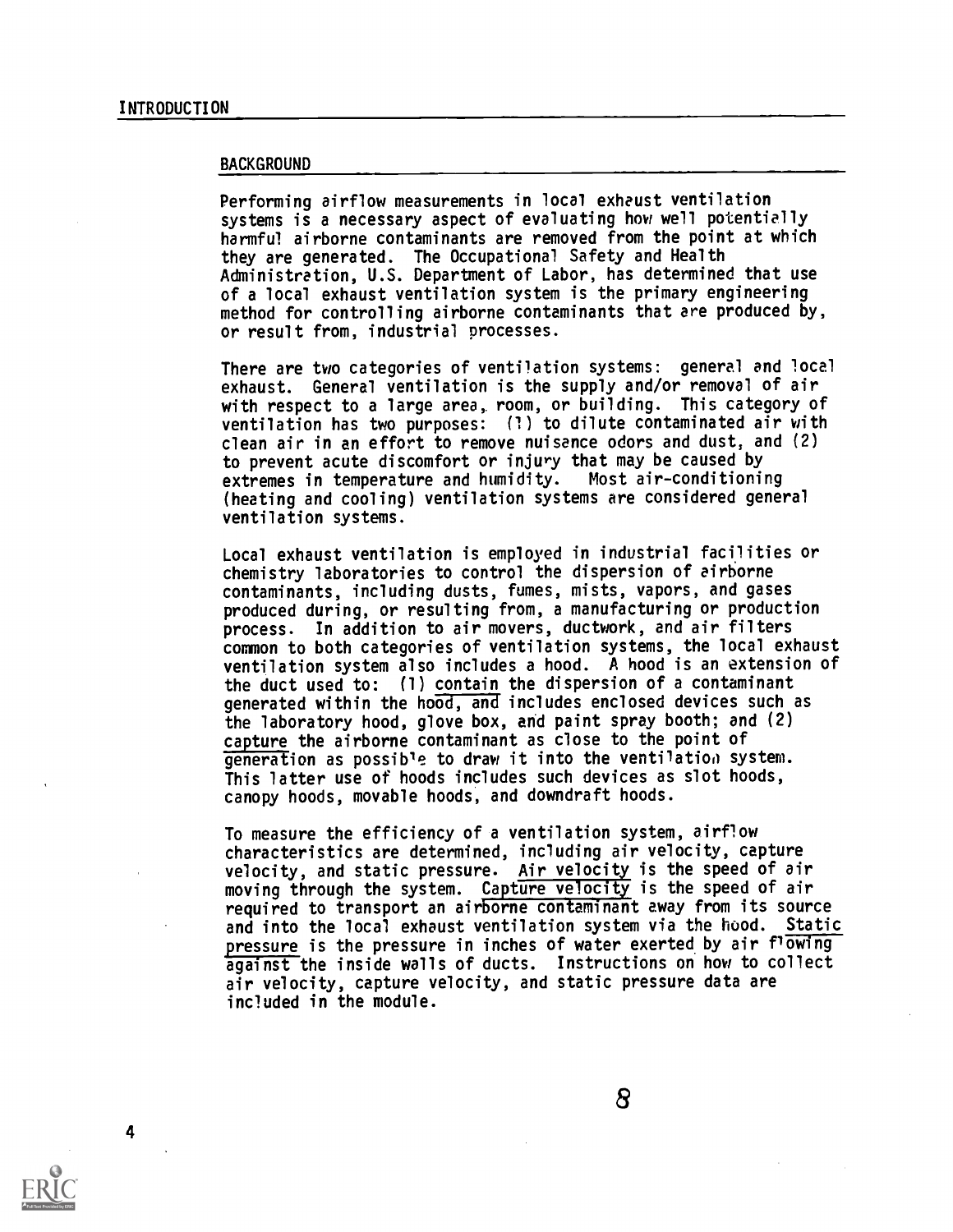# INTRODUCTION

## BACKGROUND

Performing airflow measurements in local exhaust ventilation systems is a necessary aspect of evaluating how well potentially harmful airborne contaminants are removed from the point at which they are generated. The Occupational Safety and Health Administration, U.S. Department of Labor, has determined that use of a local exhaust ventilation system is the primary engineering method for controlling airborne contaminants that are produced by, or result from, industrial processes.

There are two categories of ventilation systems: general and local exhaust. General ventilation is the supply and/or removal of air with respect to a large area, room, or building. This category of ventilation has two purposes: (1) to dilute contaminated air with clean air in an effort to remove nuisance odors and dust, and (2) to prevent acute discomfort or injury that may be caused by extremes in temperature and humidity. Most air-conditioning (heating and cooling) ventilation systems are considered general ventilation systems.

Local exhaust ventilation is employed in industrial facilities or chemistry laboratories to control the dispersion of airborne contaminants, including dusts, fumes, mists, vapors, and gases produced during, or resulting from, a manufacturing or production process. In addition to air movers, ductwork, and air filters common to both categories of ventilation systems, the local exhaust ventilation system also includes a hood. A hood is an extension of the duct used to: (1) contain the dispersion of a contaminant generated within the hood, and includes enclosed devices such as the laboratory hood, glove box, and paint spray booth; and (2) capture the airborne contaminant as close to the point of generation as possible to draw it into the ventilation system. This latter use of hoods includes such devices as slot hoods, canopy hoods, movable hoods, and downdraft hoods.

To measure the efficiency of a ventilation system, airflow characteristics are determined, including air velocity, capture velocity, and static pressure. Air velocity is the speed of air moving through the system. Capture velocity is the speed of air required to transport an airborne contaminant away from its source and into the local exhaust ventilation system via the hood. Static pressure is the pressure in inches of water exerted by air flowing against the inside walls of ducts. Instructions on how to collect air velocity, capture velocity, and static pressure data are included in the module.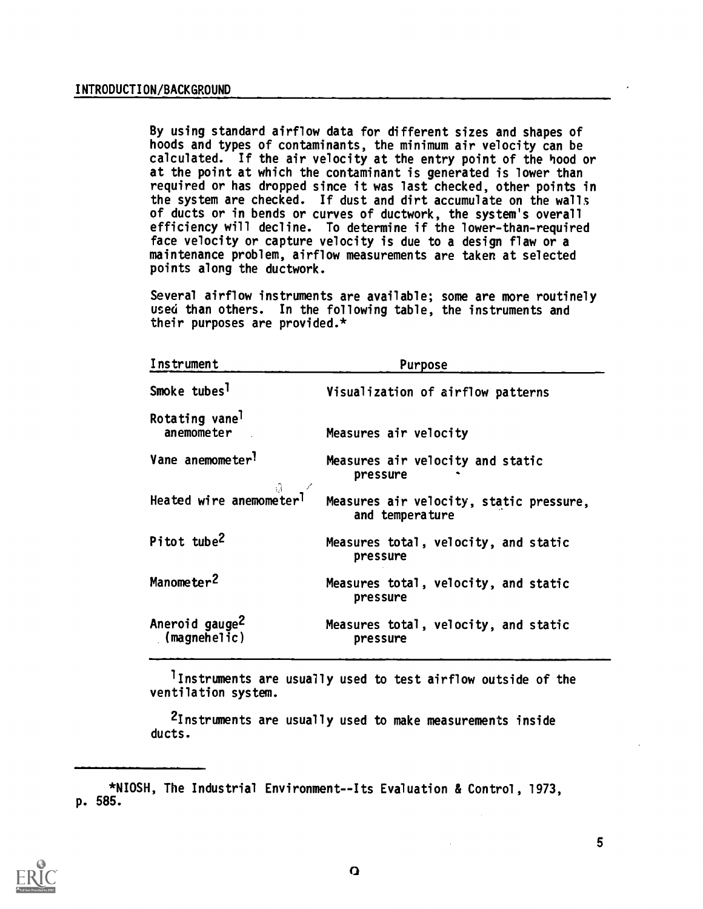## INTRODUCTION/BACKGROUND

By using standard airflow data for different sizes and shapes of hoods and types of contaminants, the minimum air velocity can be calculated. If the air velocity at the entry point of the hood or at the point at which the contaminant is generated is lower than required or has dropped since it was last checked, other points in the system are checked. If dust and dirt accumulate on the walls of ducts or in bends or curves of ductwork, the system's overall efficiency will decline. To determine if the lower-than-required face velocity or capture velocity is due to a design flaw or a maintenance problem, airflow measurements are taken at selected points along the ductwork.

Several airflow instruments are available; some are more routinely used than others. In the following table, the instruments and their purposes are provided.*

| Instrument | Purpose |
|---|---|
| Smoke tubes[1] | Visualization of airflow patterns |
| Rotating vane[1] anemometer | Measures air velocity |
| Vane anemometer[1] | Measures air velocity and static pressure |
| Heated wire anemometer[1] | Measures air velocity, static pressure, and temperature |
| Pitot tube[2] | Measures total, velocity, and static pressure |
| Manometer[2] | Measures total, velocity, and static pressure |
| Aneroid gauge[2] (magnehelic) | Measures total, velocity, and static pressure |

[1]Instruments are usually used to test airflow outside of the ventilation system.

[2]Instruments are usually used to make measurements inside ducts.

---

*NIOSH, The Industrial Environment--Its Evaluation & Control, 1973, p. 585.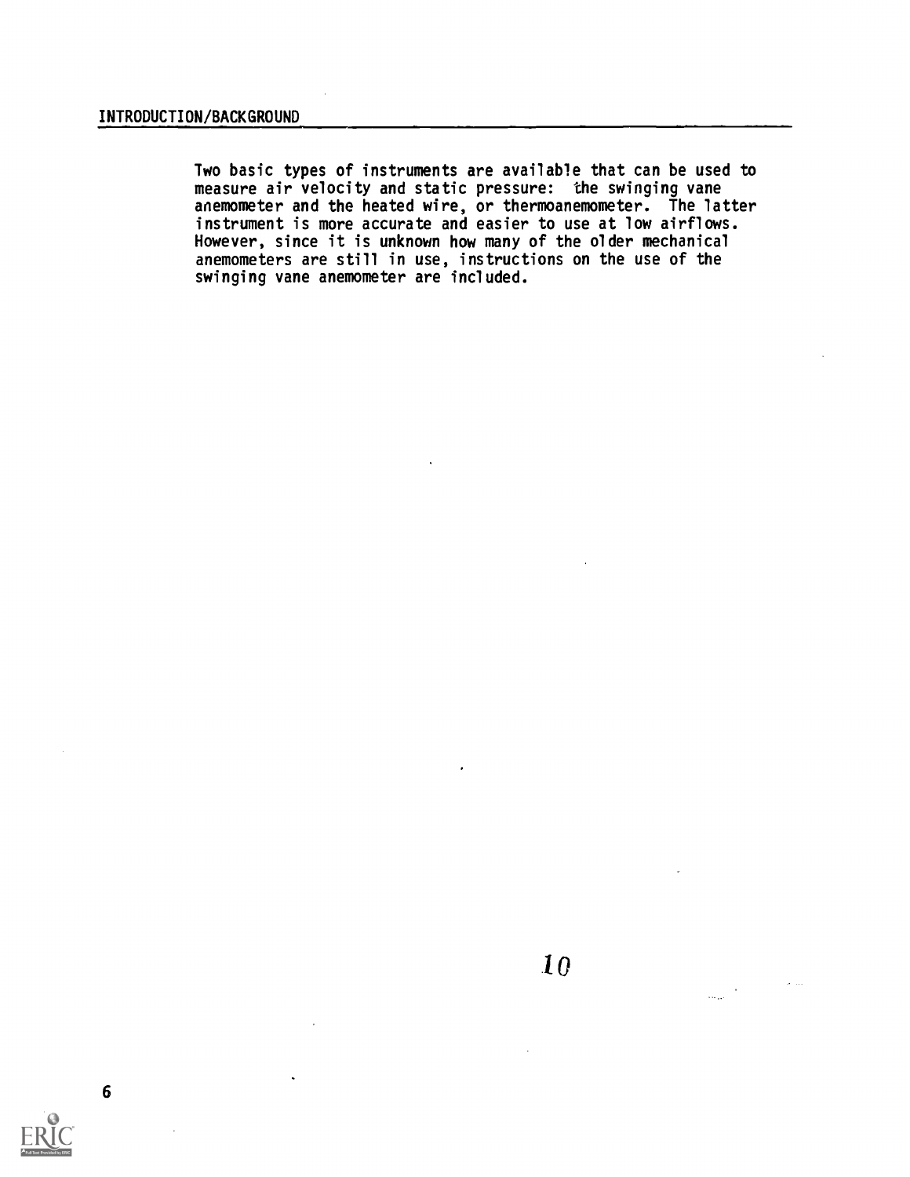## INTRODUCTION/BACKGROUND

Two basic types of instruments are available that can be used to measure air velocity and static pressure: the swinging vane anemometer and the heated wire, or thermoanemometer. The latter instrument is more accurate and easier to use at low airflows. However, since it is unknown how many of the older mechanical anemometers are still in use, instructions on the use of the swinging vane anemometer are included.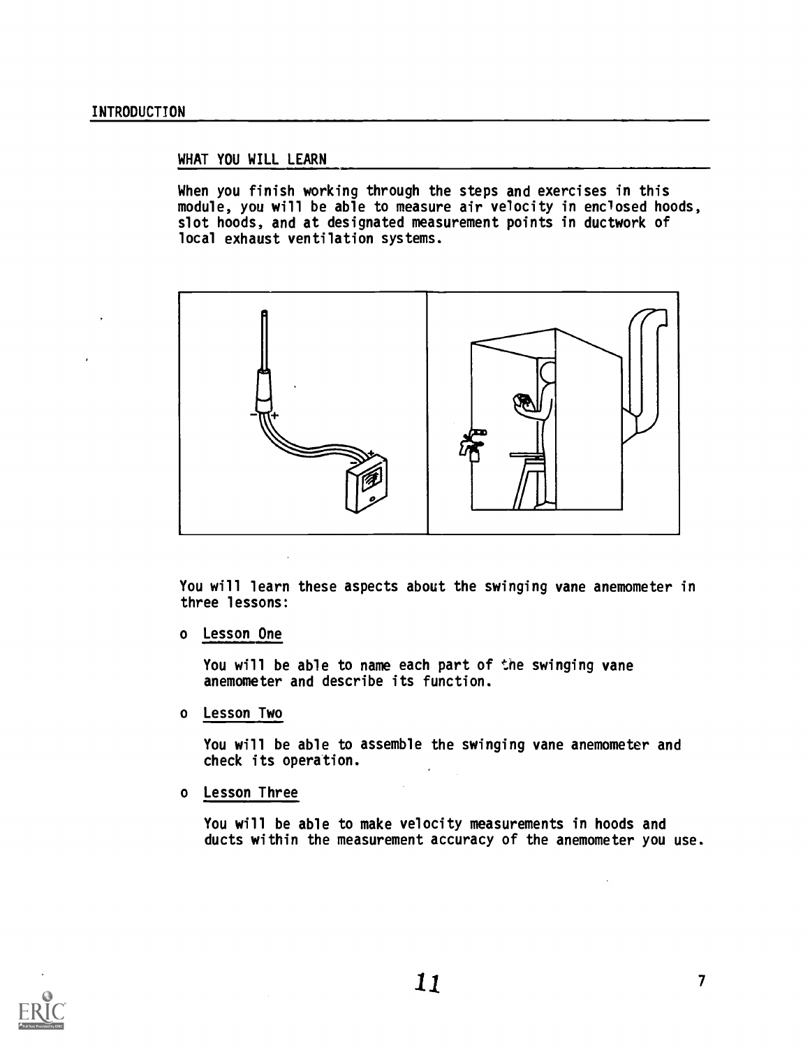## INTRODUCTION

### WHAT YOU WILL LEARN

When you finish working through the steps and exercises in this module, you will be able to measure air velocity in enclosed hoods, slot hoods, and at designated measurement points in ductwork of local exhaust ventilation systems.

You will learn these aspects about the swinging vane anemometer in three lessons:

- Lesson One

  You will be able to name each part of the swinging vane anemometer and describe its function.

- Lesson Two

  You will be able to assemble the swinging vane anemometer and check its operation.

- Lesson Three

  You will be able to make velocity measurements in hoods and ducts within the measurement accuracy of the anemometer you use.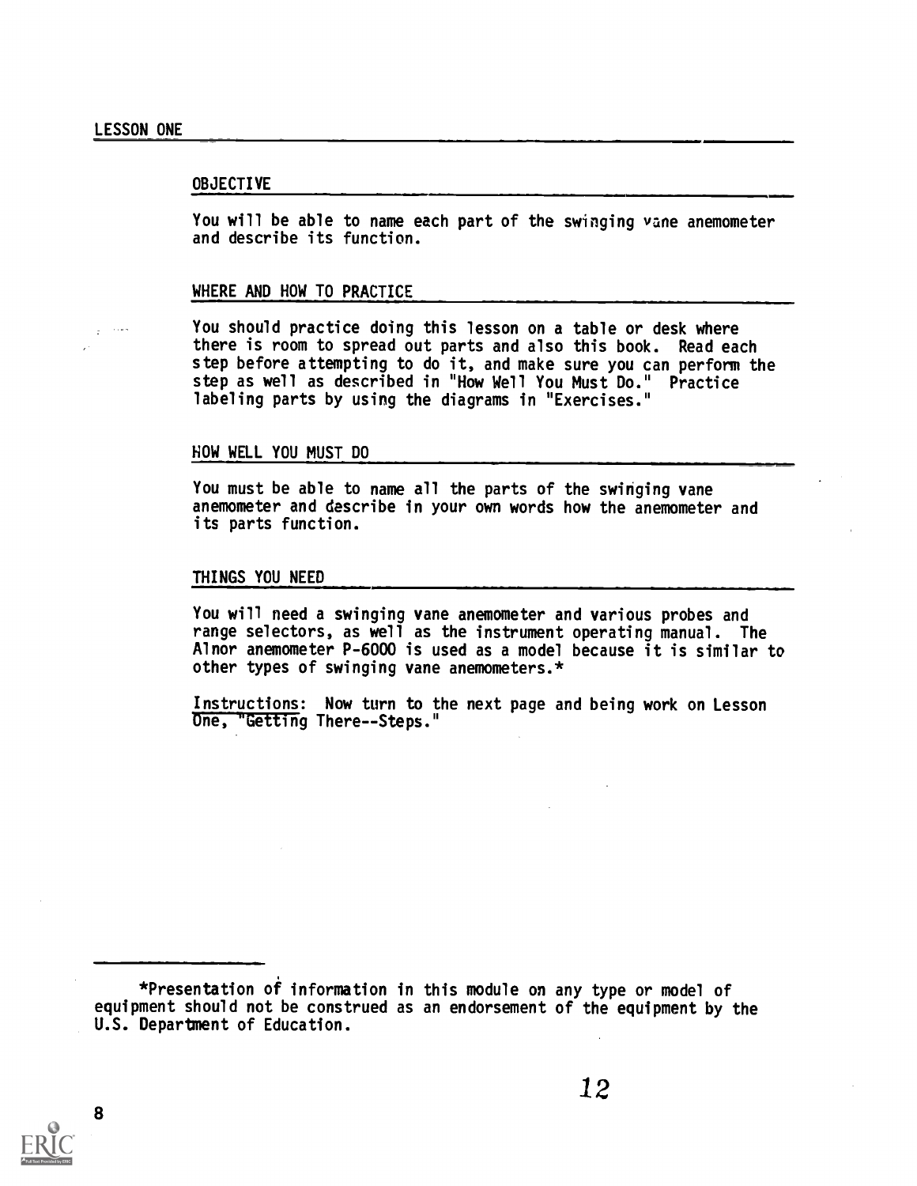## LESSON ONE

### OBJECTIVE

You will be able to name each part of the swinging vane anemometer and describe its function.

### WHERE AND HOW TO PRACTICE

You should practice doing this lesson on a table or desk where there is room to spread out parts and also this book. Read each step before attempting to do it, and make sure you can perform the step as well as described in "How Well You Must Do." Practice labeling parts by using the diagrams in "Exercises."

### HOW WELL YOU MUST DO

You must be able to name all the parts of the swinging vane anemometer and describe in your own words how the anemometer and its parts function.

### THINGS YOU NEED

You will need a swinging vane anemometer and various probes and range selectors, as well as the instrument operating manual. The Alnor anemometer P-6000 is used as a model because it is similar to other types of swinging vane anemometers.*

Instructions: Now turn to the next page and being work on Lesson One, "Getting There--Steps."

---

*Presentation of information in this module on any type or model of equipment should not be construed as an endorsement of the equipment by the U.S. Department of Education.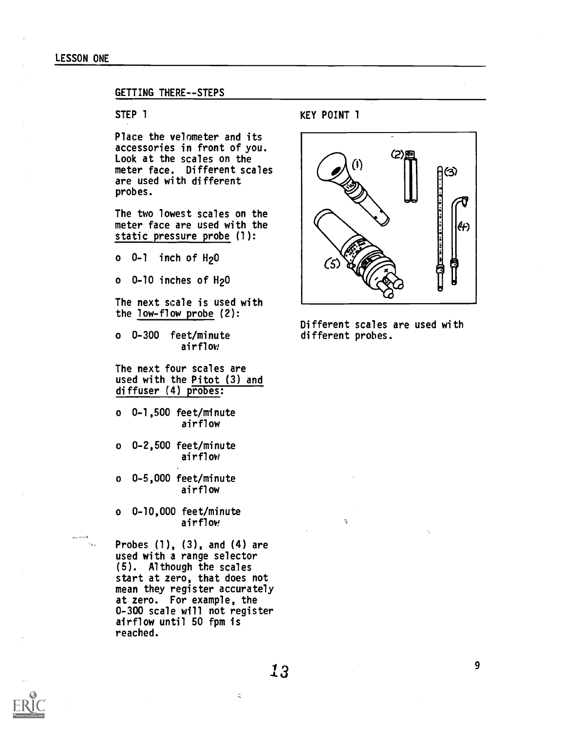## LESSON ONE

### GETTING THERE--STEPS

**STEP 1**

Place the velometer and its accessories in front of you. Look at the scales on the meter face. Different scales are used with different probes.

The two lowest scales on the meter face are used with the static pressure probe (1):

- 0-1 inch of $H_2O$
- 0-10 inches of $H_2O$

The next scale is used with the low-flow probe (2):

- 0-300 feet/minute airflow

The next four scales are used with the Pitot (3) and diffuser (4) probes:

- 0-1,500 feet/minute airflow
- 0-2,500 feet/minute airflow
- 0-5,000 feet/minute airflow
- 0-10,000 feet/minute airflow

Probes (1), (3), and (4) are used with a range selector (5). Although the scales start at zero, that does not mean they register accurately at zero. For example, the 0-300 scale will not register airflow until 50 fpm is reached.

**KEY POINT 1**

Different scales are used with different probes.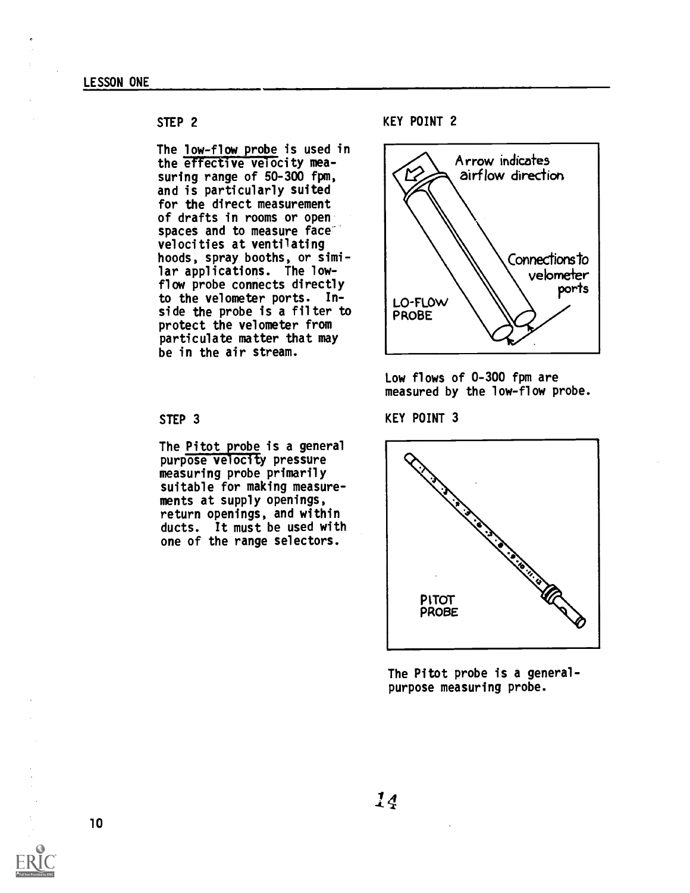STEP 2

The low-flow probe is used in the effective velocity measuring range of 50-300 fpm, and is particularly suited for the direct measurement of drafts in rooms or open spaces and to measure face velocities at ventilating hoods, spray booths, or similar applications. The low-flow probe connects directly to the velometer ports. Inside the probe is a filter to protect the velometer from particulate matter that may be in the air stream.

KEY POINT 2

Arrow indicates airflow direction

Connections to velometer ports

LO-FLOW PROBE

Low flows of 0-300 fpm are measured by the low-flow probe.

STEP 3

The Pitot probe is a general purpose velocity pressure measuring probe primarily suitable for making measurements at supply openings, return openings, and within ducts. It must be used with one of the range selectors.

KEY POINT 3

PITOT PROBE

The Pitot probe is a general-purpose measuring probe.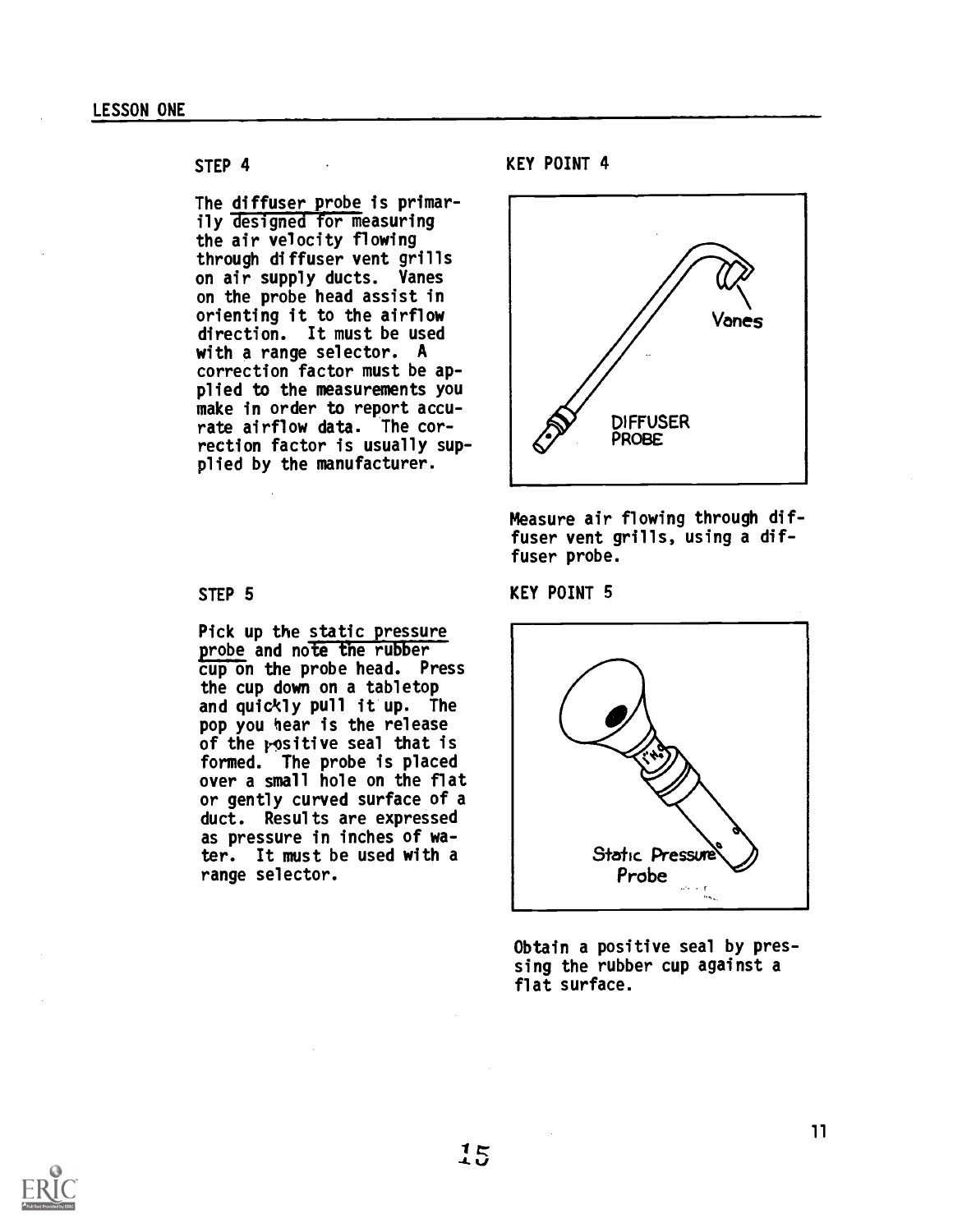## LESSON ONE

### STEP 4

The <u>diffuser probe</u> is primarily designed for measuring the air velocity flowing through diffuser vent grills on air supply ducts. Vanes on the probe head assist in orienting it to the airflow direction. It must be used with a range selector. A correction factor must be applied to the measurements you make in order to report accurate airflow data. The correction factor is usually supplied by the manufacturer.

### KEY POINT 4

Vanes

DIFFUSER PROBE

Measure air flowing through diffuser vent grills, using a diffuser probe.

### STEP 5

Pick up the <u>static pressure probe</u> and note the rubber cup on the probe head. Press the cup down on a tabletop and quickly pull it up. The pop you hear is the release of the positive seal that is formed. The probe is placed over a small hole on the flat or gently curved surface of a duct. Results are expressed as pressure in inches of water. It must be used with a range selector.

### KEY POINT 5

Static Pressure Probe

Obtain a positive seal by pressing the rubber cup against a flat surface.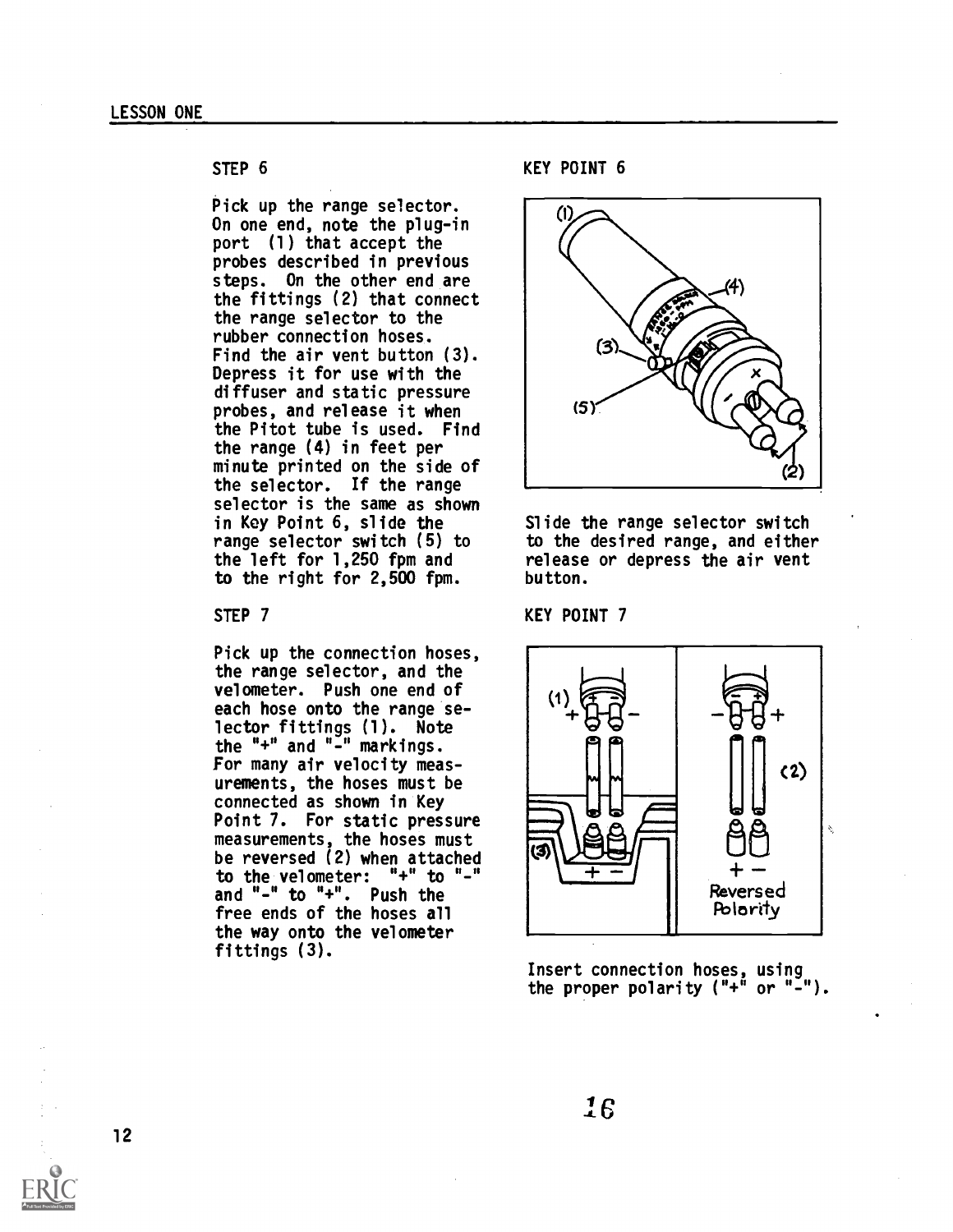## STEP 6

Pick up the range selector. On one end, note the plug-in port (1) that accept the probes described in previous steps. On the other end are the fittings (2) that connect the range selector to the rubber connection hoses. Find the air vent button (3). Depress it for use with the diffuser and static pressure probes, and release it when the Pitot tube is used. Find the range (4) in feet per minute printed on the side of the selector. If the range selector is the same as shown in Key Point 6, slide the range selector switch (5) to the left for 1,250 fpm and to the right for 2,500 fpm.

## KEY POINT 6

Slide the range selector switch to the desired range, and either release or depress the air vent button.

## STEP 7

Pick up the connection hoses, the range selector, and the velometer. Push one end of each hose onto the range selector fittings (1). Note the "+" and "-" markings. For many air velocity measurements, the hoses must be connected as shown in Key Point 7. For static pressure measurements, the hoses must be reversed (2) when attached to the velometer: "+" to "-" and "-" to "+". Push the free ends of the hoses all the way onto the velometer fittings (3).

## KEY POINT 7

Insert connection hoses, using the proper polarity ("+" or "-").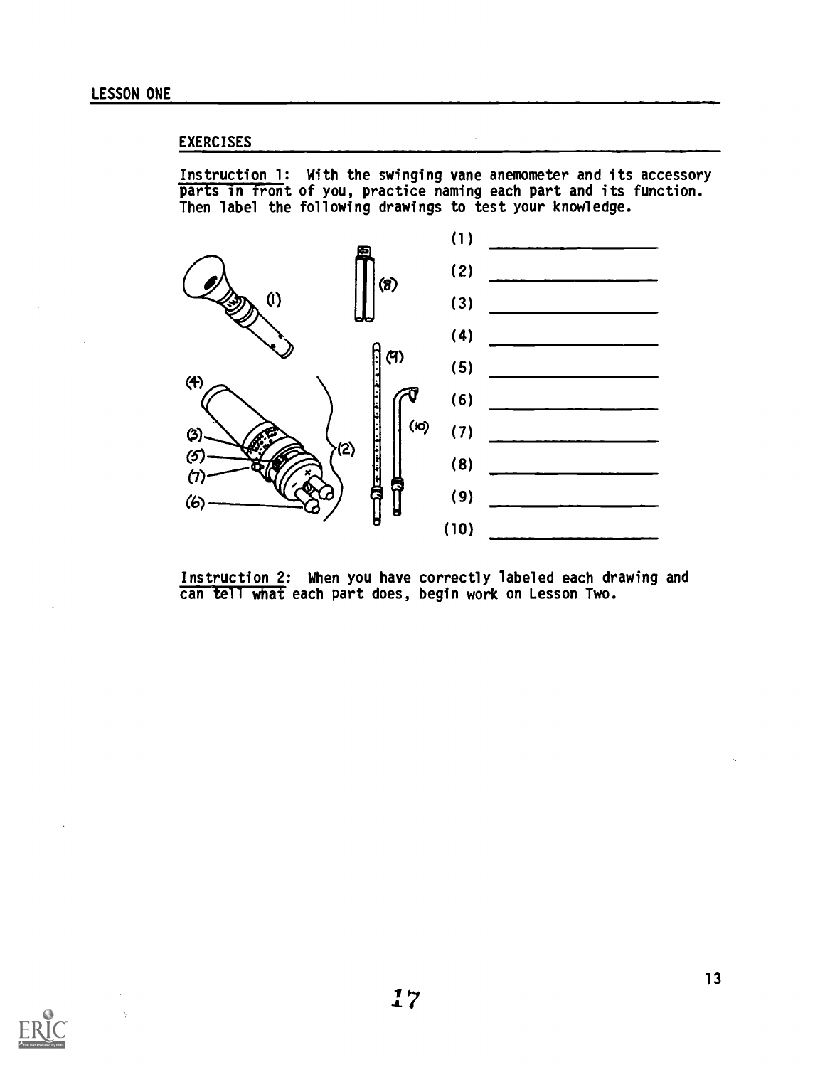## EXERCISES

Instruction 1: With the swinging vane anemometer and its accessory parts in front of you, practice naming each part and its function. Then label the following drawings to test your knowledge.

(1) ______________

(2) ______________

(3) ______________

(4) ______________

(5) ______________

(6) ______________

(7) ______________

(8) ______________

(9) ______________

(10) ______________

Instruction 2: When you have correctly labeled each drawing and can tell what each part does, begin work on Lesson Two.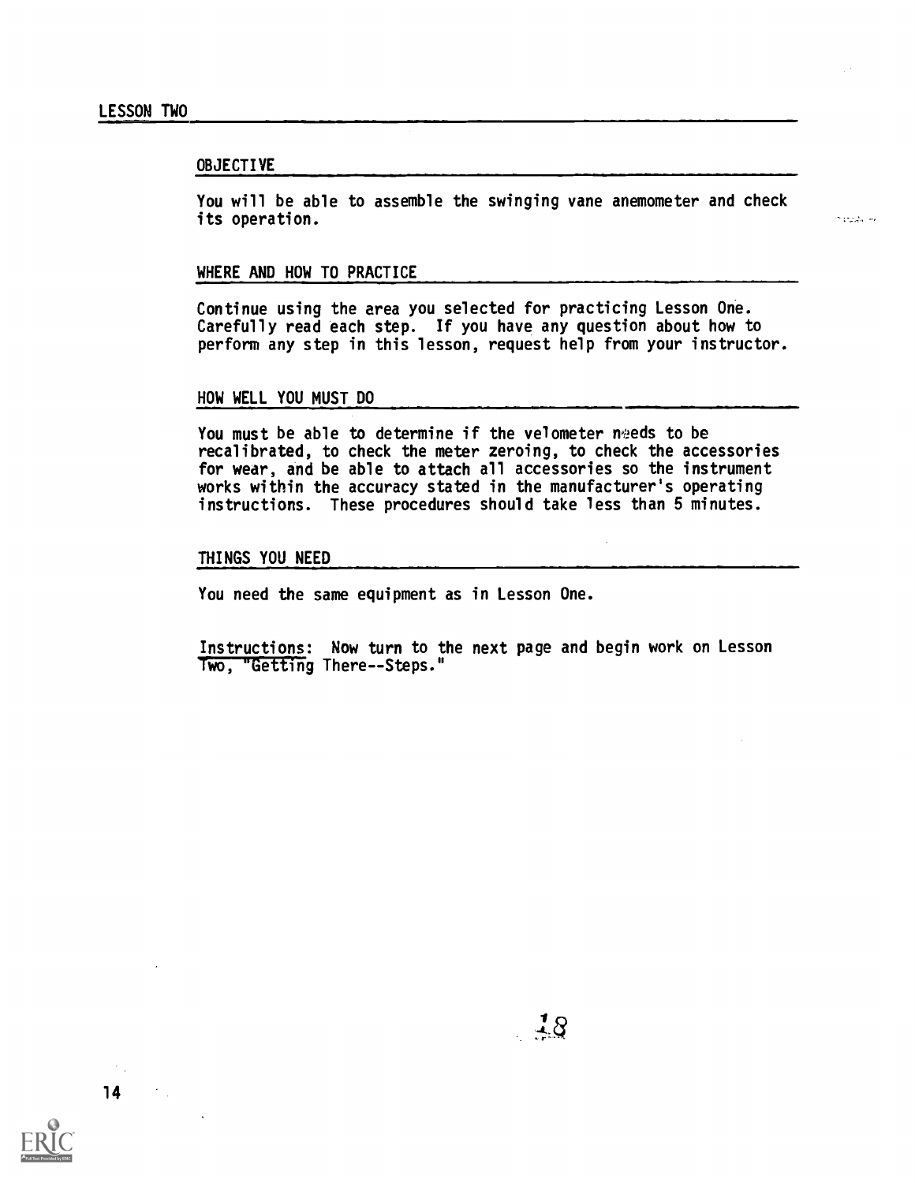## LESSON TWO

### OBJECTIVE

You will be able to assemble the swinging vane anemometer and check its operation.

### WHERE AND HOW TO PRACTICE

Continue using the area you selected for practicing Lesson One. Carefully read each step. If you have any question about how to perform any step in this lesson, request help from your instructor.

### HOW WELL YOU MUST DO

You must be able to determine if the velometer needs to be recalibrated, to check the meter zeroing, to check the accessories for wear, and be able to attach all accessories so the instrument works within the accuracy stated in the manufacturer's operating instructions. These procedures should take less than 5 minutes.

### THINGS YOU NEED

You need the same equipment as in Lesson One.

Instructions: Now turn to the next page and begin work on Lesson Two, "Getting There--Steps."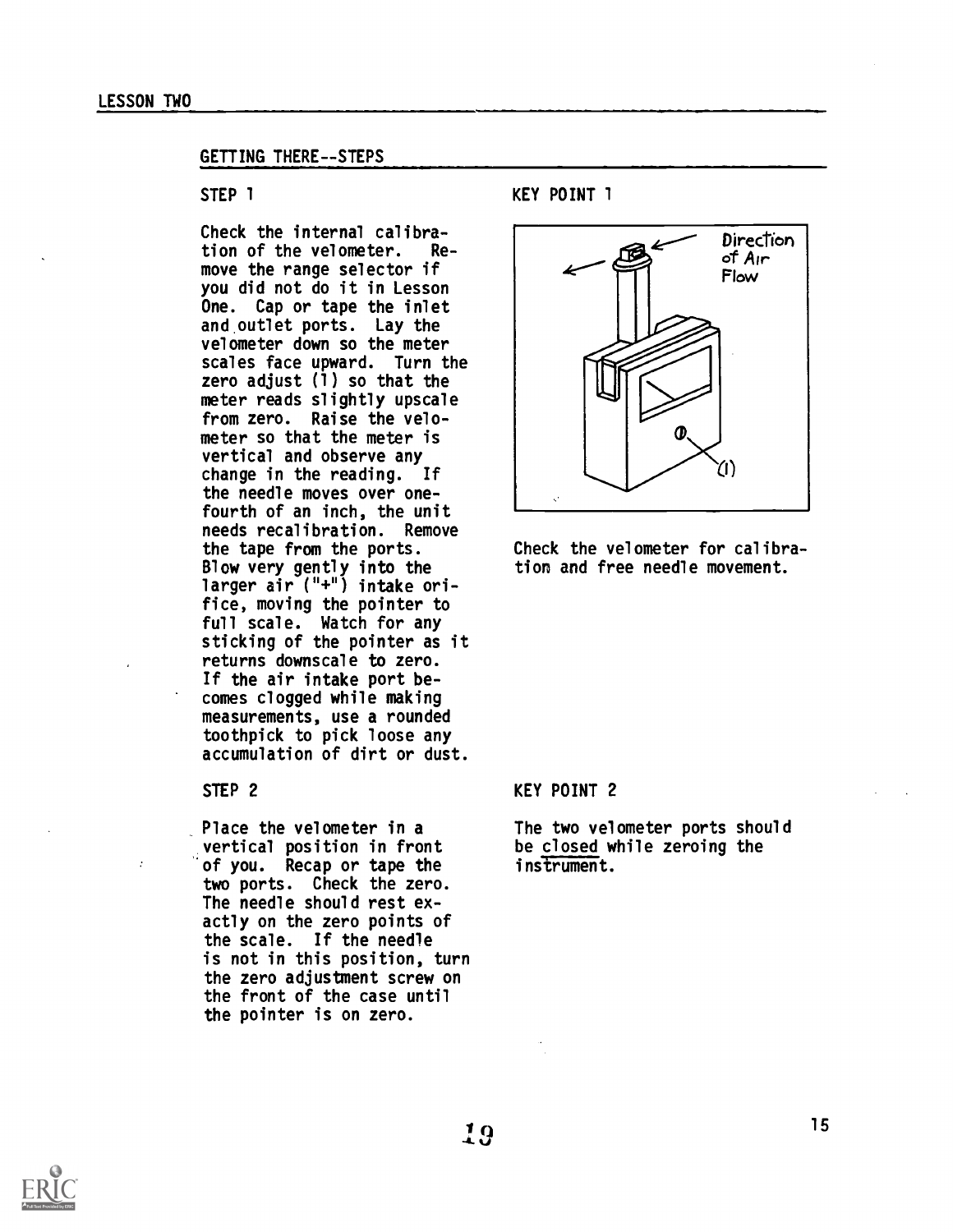## LESSON TWO

### GETTING THERE--STEPS

**STEP 1**

Check the internal calibration of the velometer. Remove the range selector if you did not do it in Lesson One. Cap or tape the inlet and outlet ports. Lay the velometer down so the meter scales face upward. Turn the zero adjust (1) so that the meter reads slightly upscale from zero. Raise the velometer so that the meter is vertical and observe any change in the reading. If the needle moves over one-fourth of an inch, the unit needs recalibration. Remove the tape from the ports. Blow very gently into the larger air ("+") intake orifice, moving the pointer to full scale. Watch for any sticking of the pointer as it returns downscale to zero. If the air intake port becomes clogged while making measurements, use a rounded toothpick to pick loose any accumulation of dirt or dust.

**KEY POINT 1**

Direction of Air Flow

(1)

Check the velometer for calibration and free needle movement.

**STEP 2**

Place the velometer in a vertical position in front of you. Recap or tape the two ports. Check the zero. The needle should rest exactly on the zero points of the scale. If the needle is not in this position, turn the zero adjustment screw on the front of the case until the pointer is on zero.

**KEY POINT 2**

The two velometer ports should be <u>closed</u> while zeroing the instrument.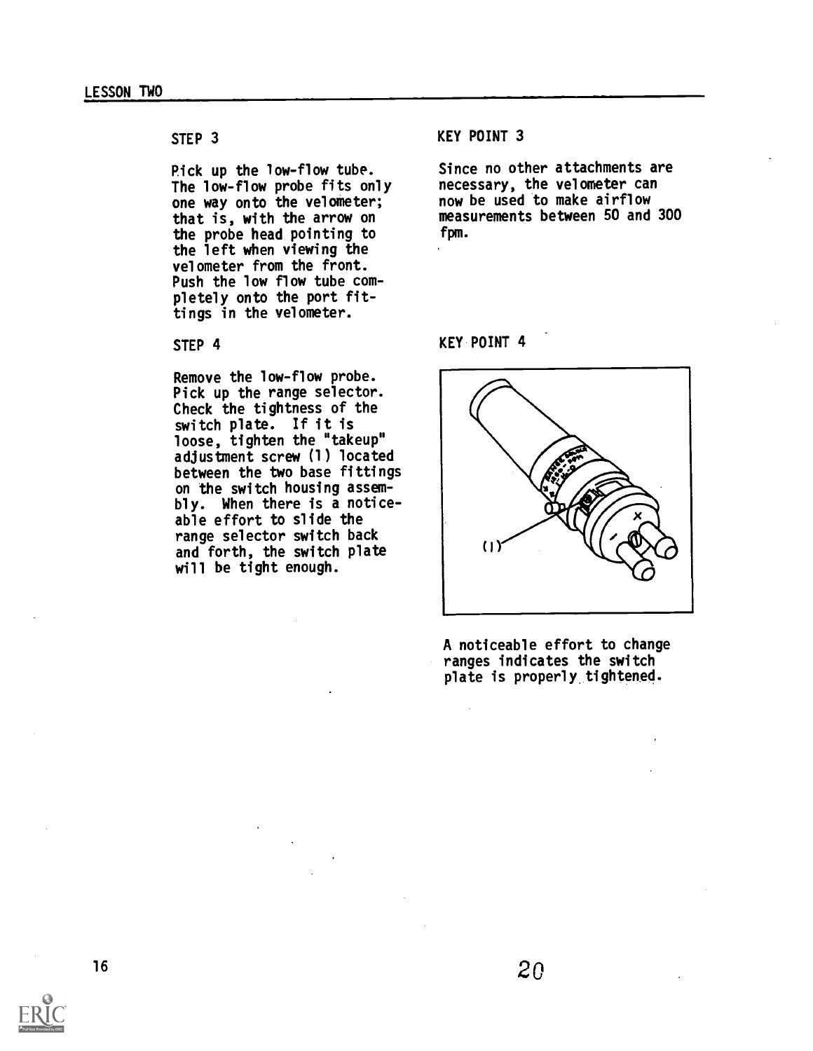### STEP 3

Pick up the low-flow tube. The low-flow probe fits only one way onto the velometer; that is, with the arrow on the probe head pointing to the left when viewing the velometer from the front. Push the low flow tube completely onto the port fittings in the velometer.

### KEY POINT 3

Since no other attachments are necessary, the velometer can now be used to make airflow measurements between 50 and 300 fpm.

### STEP 4

Remove the low-flow probe. Pick up the range selector. Check the tightness of the switch plate. If it is loose, tighten the "takeup" adjustment screw (1) located between the two base fittings on the switch housing assembly. When there is a noticeable effort to slide the range selector switch back and forth, the switch plate will be tight enough.

### KEY POINT 4

A noticeable effort to change ranges indicates the switch plate is properly tightened.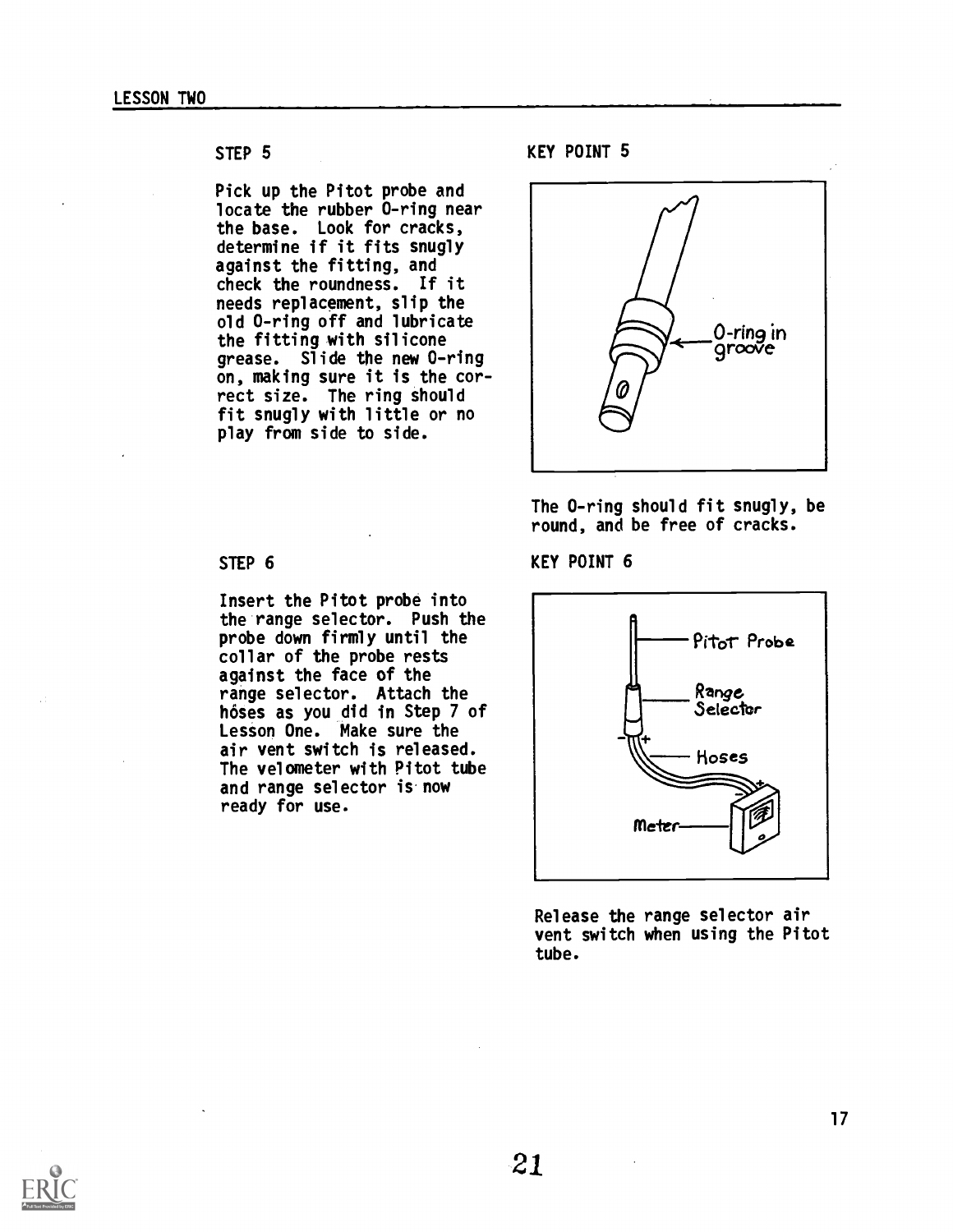## LESSON TWO

### STEP 5

Pick up the Pitot probe and locate the rubber O-ring near the base. Look for cracks, determine if it fits snugly against the fitting, and check the roundness. If it needs replacement, slip the old O-ring off and lubricate the fitting with silicone grease. Slide the new O-ring on, making sure it is the correct size. The ring should fit snugly with little or no play from side to side.

### KEY POINT 5

O-ring in groove

The O-ring should fit snugly, be round, and be free of cracks.

### STEP 6

Insert the Pitot probe into the range selector. Push the probe down firmly until the collar of the probe rests against the face of the range selector. Attach the hoses as you did in Step 7 of Lesson One. Make sure the air vent switch is released. The velometer with Pitot tube and range selector is now ready for use.

### KEY POINT 6

Pitot Probe

Range Selector

Hoses

Meter

Release the range selector air vent switch when using the Pitot tube.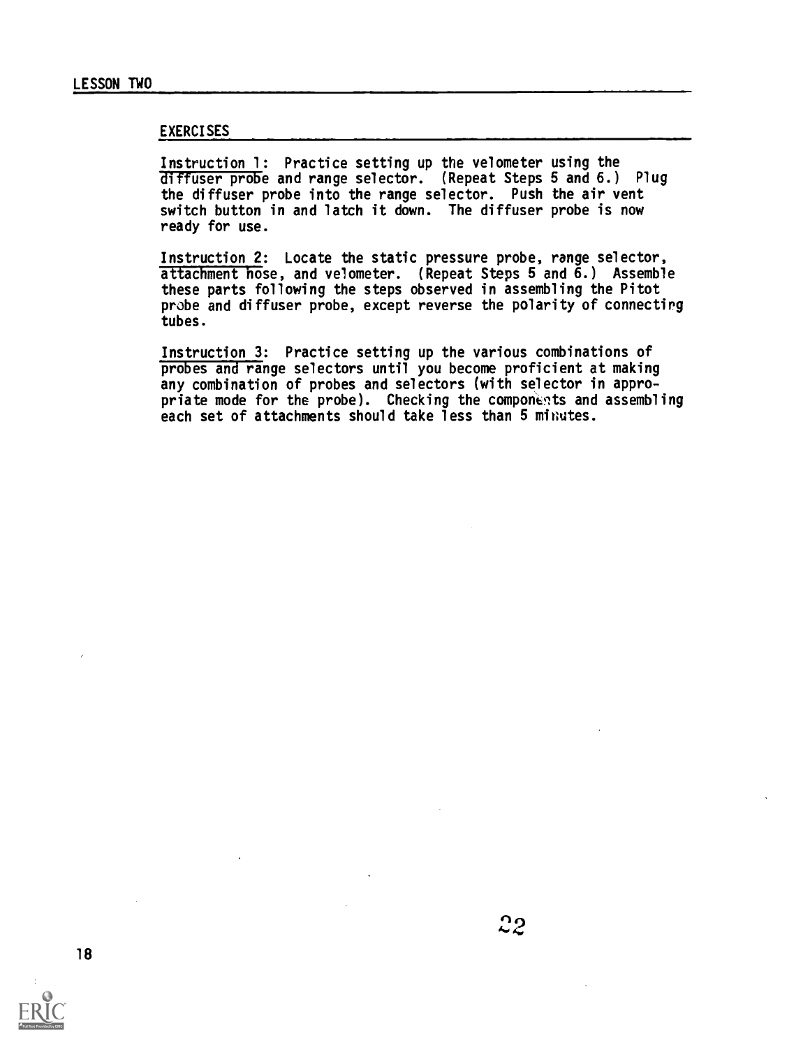## EXERCISES

Instruction 1: Practice setting up the velometer using the diffuser probe and range selector. (Repeat Steps 5 and 6.) Plug the diffuser probe into the range selector. Push the air vent switch button in and latch it down. The diffuser probe is now ready for use.

Instruction 2: Locate the static pressure probe, range selector, attachment hose, and velometer. (Repeat Steps 5 and 6.) Assemble these parts following the steps observed in assembling the Pitot probe and diffuser probe, except reverse the polarity of connecting tubes.

Instruction 3: Practice setting up the various combinations of probes and range selectors until you become proficient at making any combination of probes and selectors (with selector in appropriate mode for the probe). Checking the components and assembling each set of attachments should take less than 5 minutes.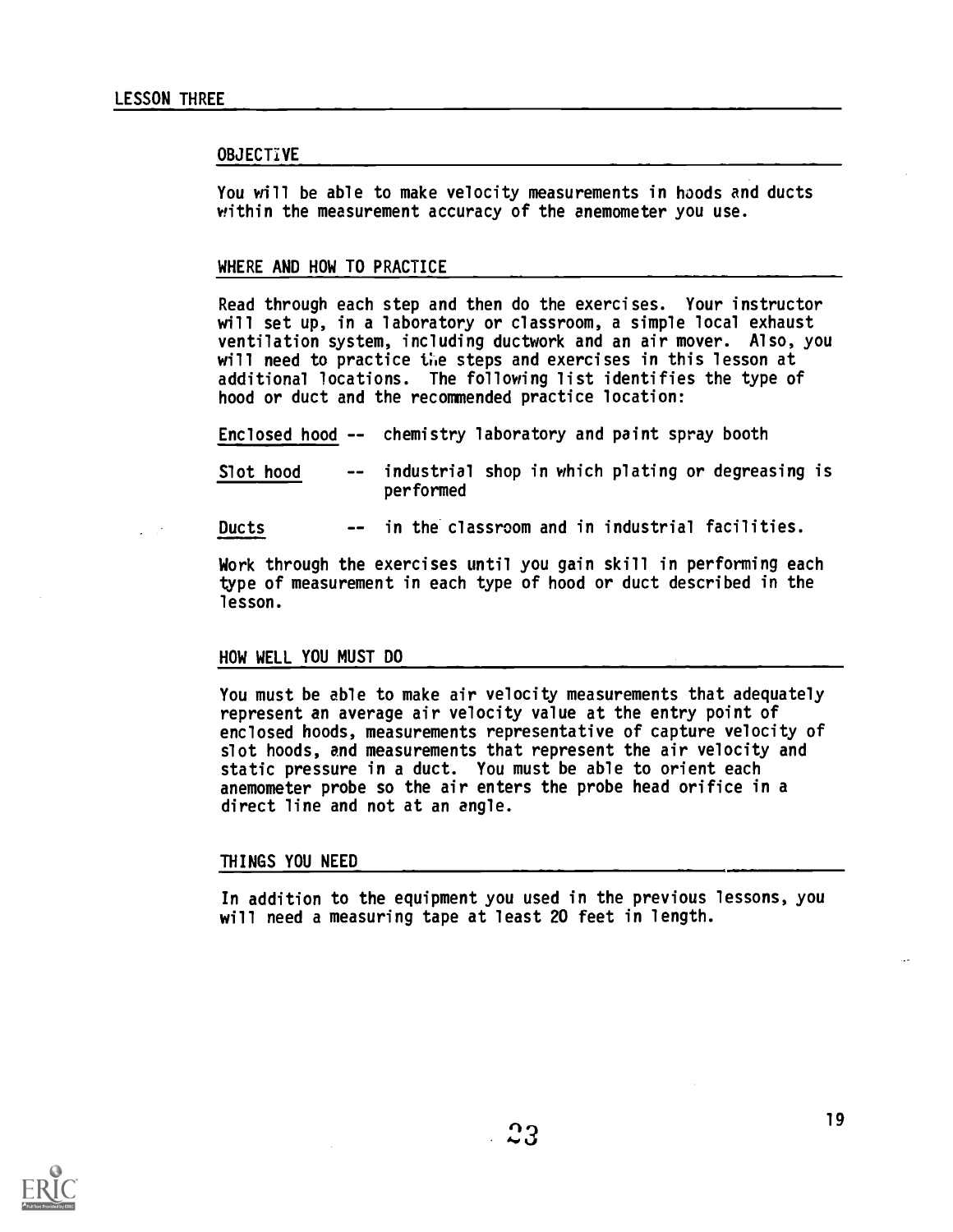# LESSON THREE

## OBJECTIVE

You will be able to make velocity measurements in hoods and ducts within the measurement accuracy of the anemometer you use.

## WHERE AND HOW TO PRACTICE

Read through each step and then do the exercises. Your instructor will set up, in a laboratory or classroom, a simple local exhaust ventilation system, including ductwork and an air mover. Also, you will need to practice the steps and exercises in this lesson at additional locations. The following list identifies the type of hood or duct and the recommended practice location:

<u>Enclosed hood</u> -- chemistry laboratory and paint spray booth

<u>Slot hood</u> -- industrial shop in which plating or degreasing is performed

<u>Ducts</u> -- in the classroom and in industrial facilities.

Work through the exercises until you gain skill in performing each type of measurement in each type of hood or duct described in the lesson.

## HOW WELL YOU MUST DO

You must be able to make air velocity measurements that adequately represent an average air velocity value at the entry point of enclosed hoods, measurements representative of capture velocity of slot hoods, and measurements that represent the air velocity and static pressure in a duct. You must be able to orient each anemometer probe so the air enters the probe head orifice in a direct line and not at an angle.

## THINGS YOU NEED

In addition to the equipment you used in the previous lessons, you will need a measuring tape at least 20 feet in length.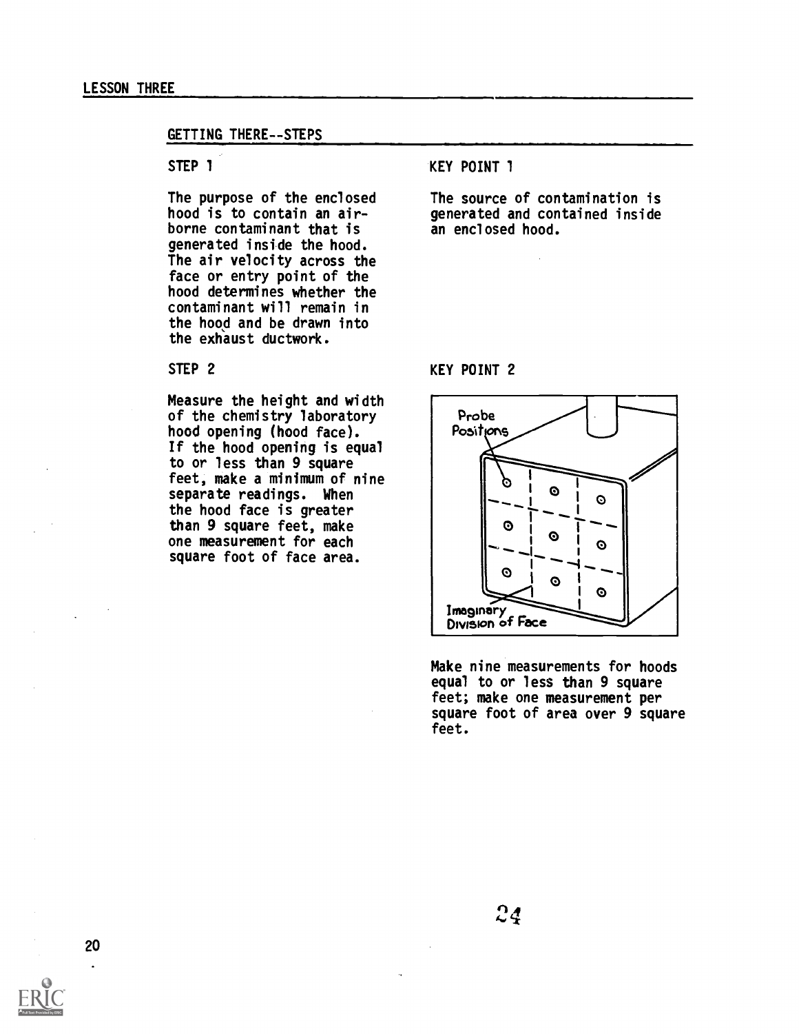LESSON THREE

## GETTING THERE--STEPS

STEP 1

The purpose of the enclosed hood is to contain an airborne contaminant that is generated inside the hood. The air velocity across the face or entry point of the hood determines whether the contaminant will remain in the hood and be drawn into the exhaust ductwork.

KEY POINT 1

The source of contamination is generated and contained inside an enclosed hood.

STEP 2

Measure the height and width of the chemistry laboratory hood opening (hood face). If the hood opening is equal to or less than 9 square feet, make a minimum of nine separate readings. When the hood face is greater than 9 square feet, make one measurement for each square foot of face area.

KEY POINT 2

Make nine measurements for hoods equal to or less than 9 square feet; make one measurement per square foot of area over 9 square feet.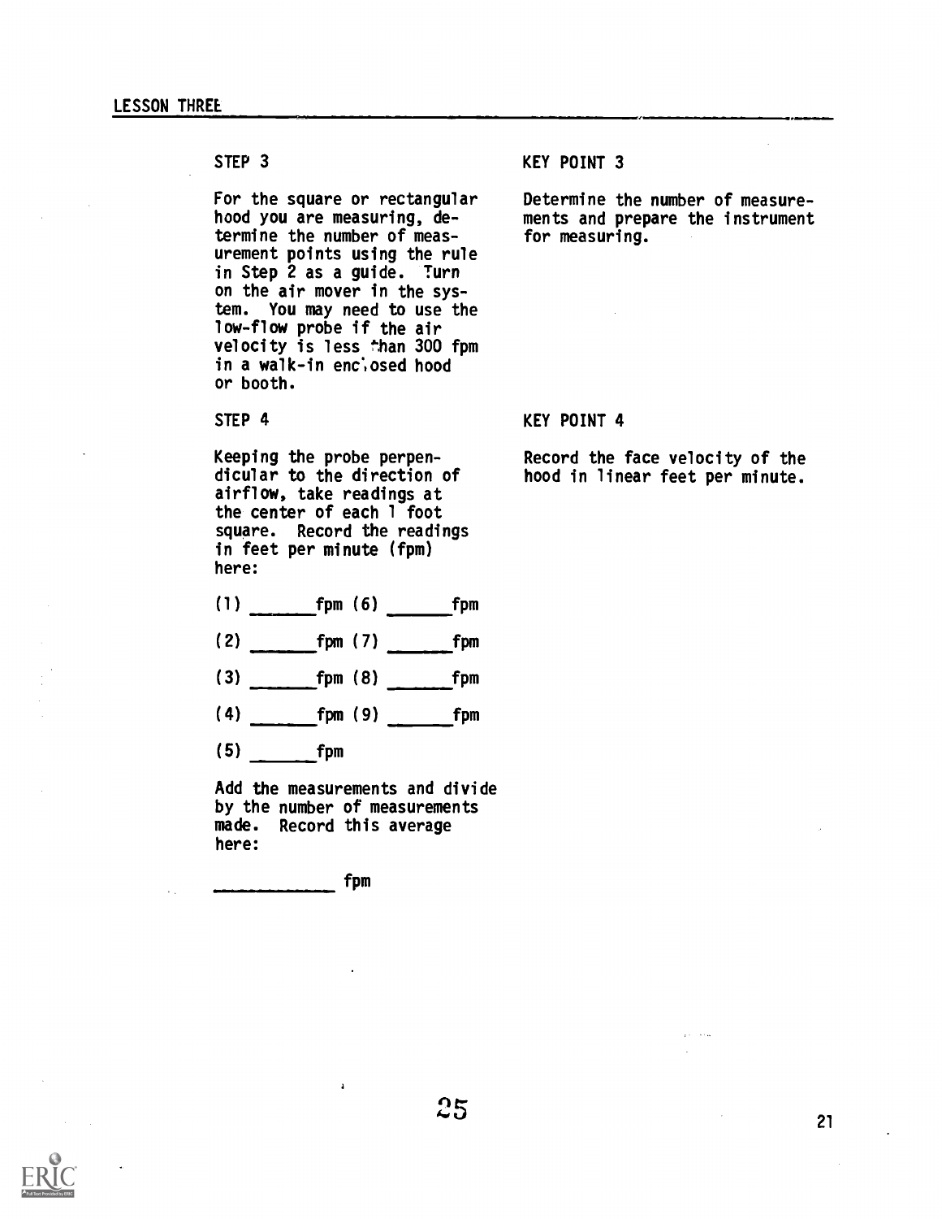STEP 3

For the square or rectangular hood you are measuring, determine the number of measurement points using the rule in Step 2 as a guide. Turn on the air mover in the system. You may need to use the low-flow probe if the air velocity is less than 300 fpm in a walk-in enclosed hood or booth.

KEY POINT 3

Determine the number of measurements and prepare the instrument for measuring.

STEP 4

Keeping the probe perpendicular to the direction of airflow, take readings at the center of each 1 foot square. Record the readings in feet per minute (fpm) here:

(1) ______fpm (6) ______fpm

(2) ______fpm (7) ______fpm

(3) ______fpm (8) ______fpm

(4) ______fpm (9) ______fpm

(5) ______fpm

Add the measurements and divide by the number of measurements made. Record this average here:

__________ fpm

KEY POINT 4

Record the face velocity of the hood in linear feet per minute.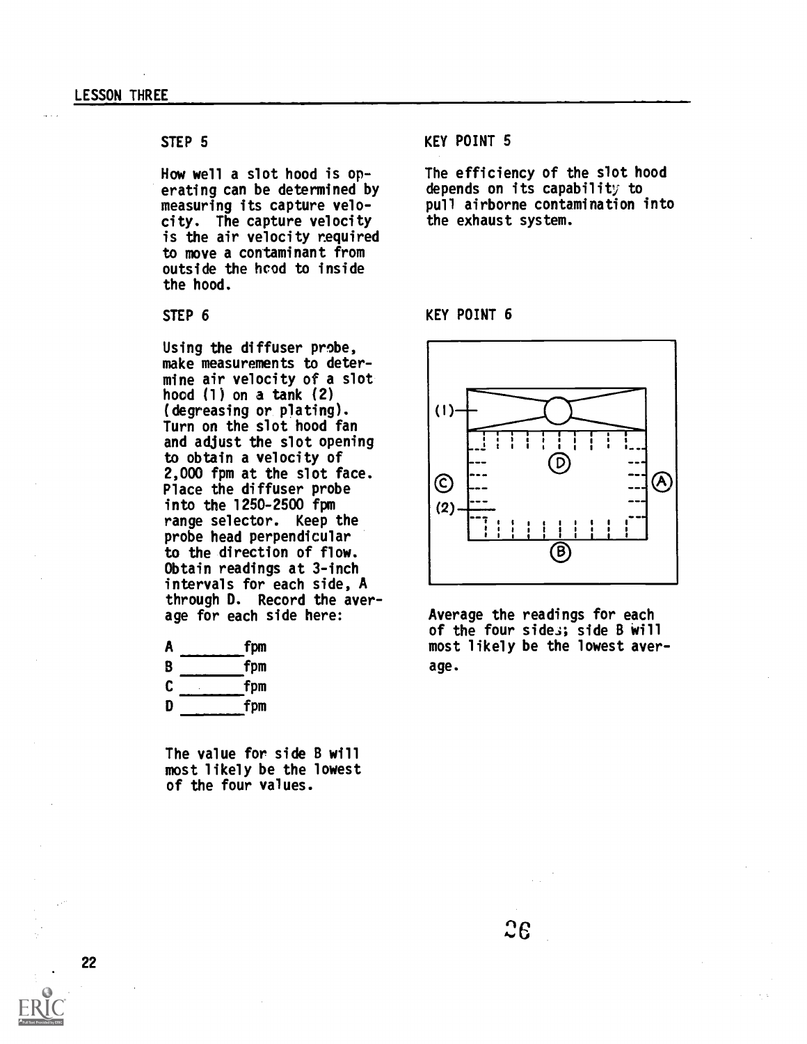## STEP 5

How well a slot hood is operating can be determined by measuring its capture velocity. The capture velocity is the air velocity required to move a contaminant from outside the hood to inside the hood.

## KEY POINT 5

The efficiency of the slot hood depends on its capability to pull airborne contamination into the exhaust system.

## STEP 6

Using the diffuser probe, make measurements to determine air velocity of a slot hood (1) on a tank (2) (degreasing or plating). Turn on the slot hood fan and adjust the slot opening to obtain a velocity of 2,000 fpm at the slot face. Place the diffuser probe into the 1250-2500 fpm range selector. Keep the probe head perpendicular to the direction of flow. Obtain readings at 3-inch intervals for each side, A through D. Record the average for each side here:

A _______ fpm
B _______ fpm
C _______ fpm
D _______ fpm

The value for side B will most likely be the lowest of the four values.

## KEY POINT 6

Average the readings for each of the four sides; side B will most likely be the lowest average.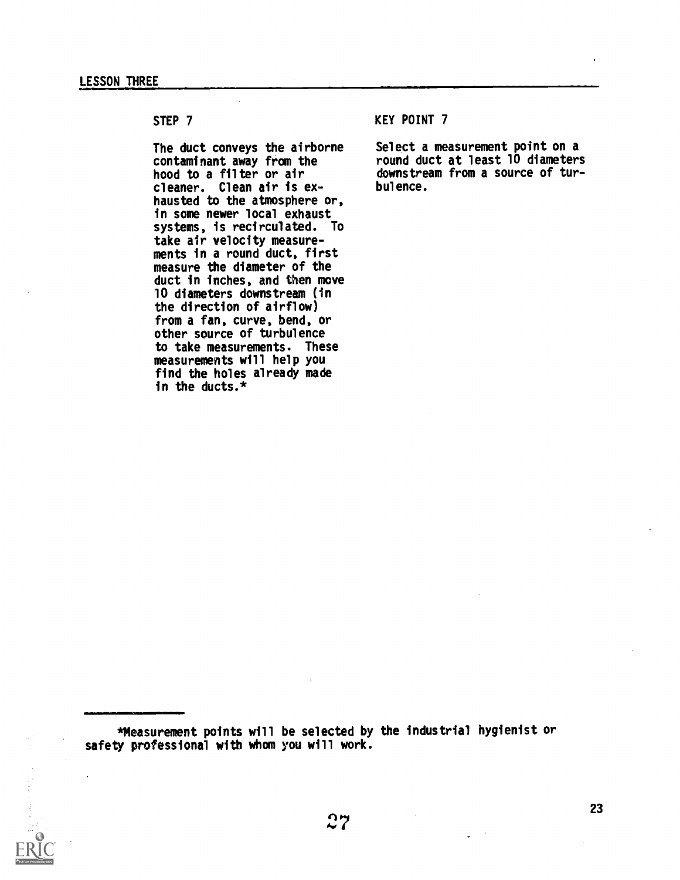STEP 7

The duct conveys the airborne contaminant away from the hood to a filter or air cleaner. Clean air is exhausted to the atmosphere or, in some newer local exhaust systems, is recirculated. To take air velocity measurements in a round duct, first measure the diameter of the duct in inches, and then move 10 diameters downstream (in the direction of airflow) from a fan, curve, bend, or other source of turbulence to take measurements. These measurements will help you find the holes already made in the ducts.*

KEY POINT 7

Select a measurement point on a round duct at least 10 diameters downstream from a source of turbulence.

---

*Measurement points will be selected by the industrial hygienist or safety professional with whom you will work.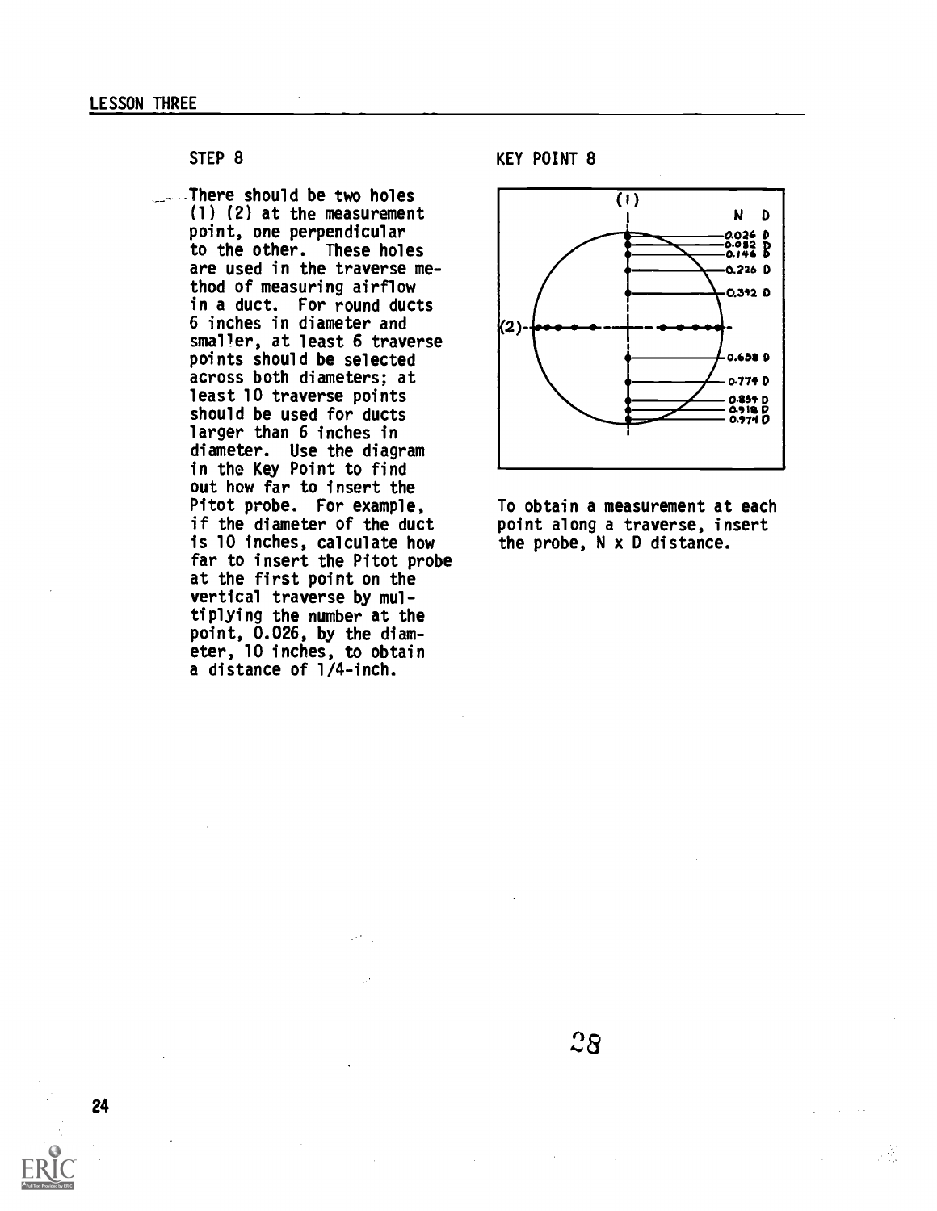## LESSON THREE

### STEP 8

There should be two holes (1) (2) at the measurement point, one perpendicular to the other. These holes are used in the traverse method of measuring airflow in a duct. For round ducts 6 inches in diameter and smaller, at least 6 traverse points should be selected across both diameters; at least 10 traverse points should be used for ducts larger than 6 inches in diameter. Use the diagram in the Key Point to find out how far to insert the Pitot probe. For example, if the diameter of the duct is 10 inches, calculate how far to insert the Pitot probe at the first point on the vertical traverse by multiplying the number at the point, 0.026, by the diameter, 10 inches, to obtain a distance of 1/4-inch.

### KEY POINT 8

(1)

N D

0.026 D
0.082 D
0.146 D
0.226 D
0.342 D

(2)

0.658 D
0.774 D
0.854 D
0.918 D
0.974 D

To obtain a measurement at each point along a traverse, insert the probe, N x D distance.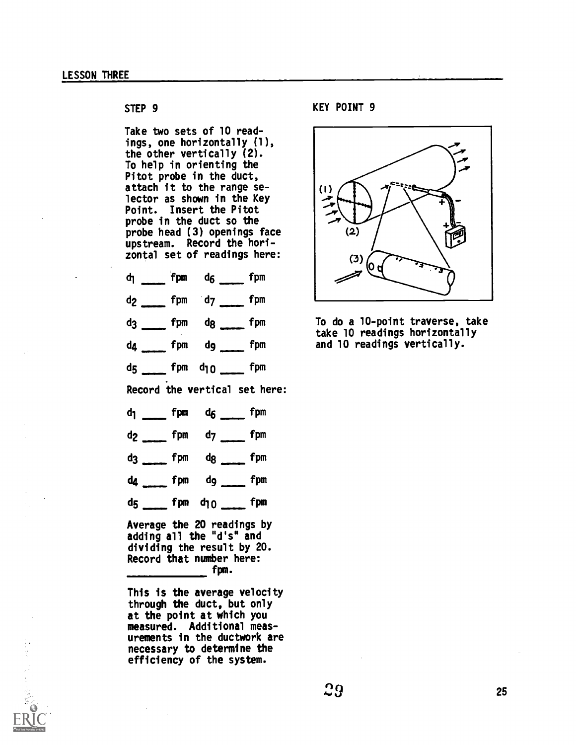LESSON THREE

STEP 9

Take two sets of 10 readings, one horizontally (1), the other vertically (2). To help in orienting the Pitot probe in the duct, attach it to the range selector as shown in the Key Point. Insert the Pitot probe in the duct so the probe head (3) openings face upstream. Record the horizontal set of readings here:

$d_1$ ____ fpm $d_6$ ____ fpm

$d_2$ ____ fpm $d_7$ ____ fpm

$d_3$ ____ fpm $d_8$ ____ fpm

$d_4$ ____ fpm $d_9$ ____ fpm

$d_5$ ____ fpm $d_{10}$ ____ fpm

Record the vertical set here:

$d_1$ ____ fpm $d_6$ ____ fpm

$d_2$ ____ fpm $d_7$ ____ fpm

$d_3$ ____ fpm $d_8$ ____ fpm

$d_4$ ____ fpm $d_9$ ____ fpm

$d_5$ ____ fpm $d_{10}$ ____ fpm

Average the 20 readings by adding all the "d's" and dividing the result by 20. Record that number here: ____________ fpm.

This is the average velocity through the duct, but only at the point at which you measured. Additional measurements in the ductwork are necessary to determine the efficiency of the system.

KEY POINT 9

(1)

(2)

(3)

To do a 10-point traverse, take take 10 readings horizontally and 10 readings vertically.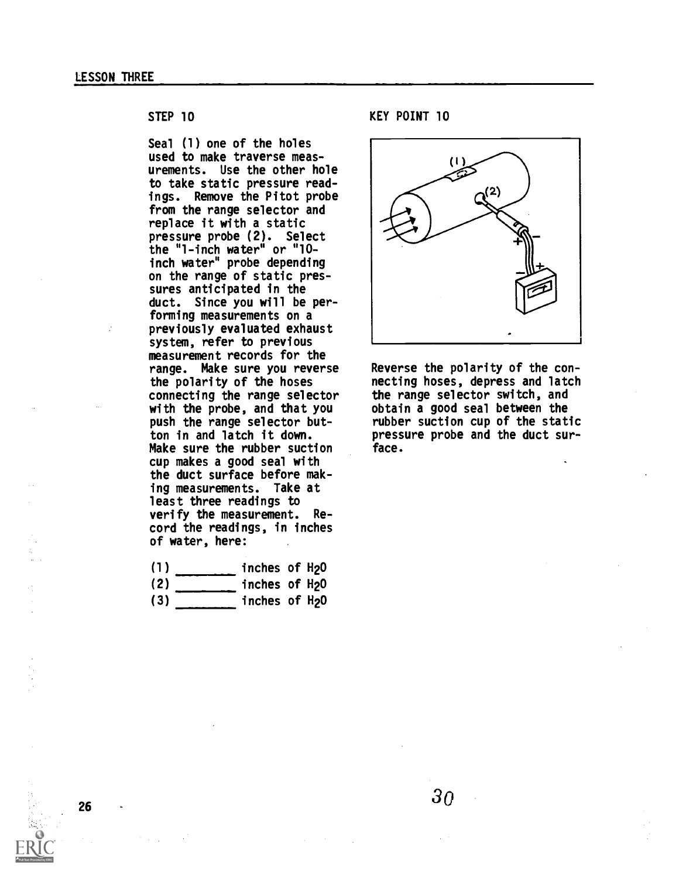LESSON THREE

STEP 10

Seal (1) one of the holes used to make traverse measurements. Use the other hole to take static pressure readings. Remove the Pitot probe from the range selector and replace it with a static pressure probe (2). Select the "1-inch water" or "10-inch water" probe depending on the range of static pressures anticipated in the duct. Since you will be performing measurements on a previously evaluated exhaust system, refer to previous measurement records for the range. Make sure you reverse the polarity of the hoses connecting the range selector with the probe, and that you push the range selector button in and latch it down. Make sure the rubber suction cup makes a good seal with the duct surface before making measurements. Take at least three readings to verify the measurement. Record the readings, in inches of water, here:

(1) ________ inches of $H_2O$
(2) ________ inches of $H_2O$
(3) ________ inches of $H_2O$

KEY POINT 10

Reverse the polarity of the connecting hoses, depress and latch the range selector switch, and obtain a good seal between the rubber suction cup of the static pressure probe and the duct surface.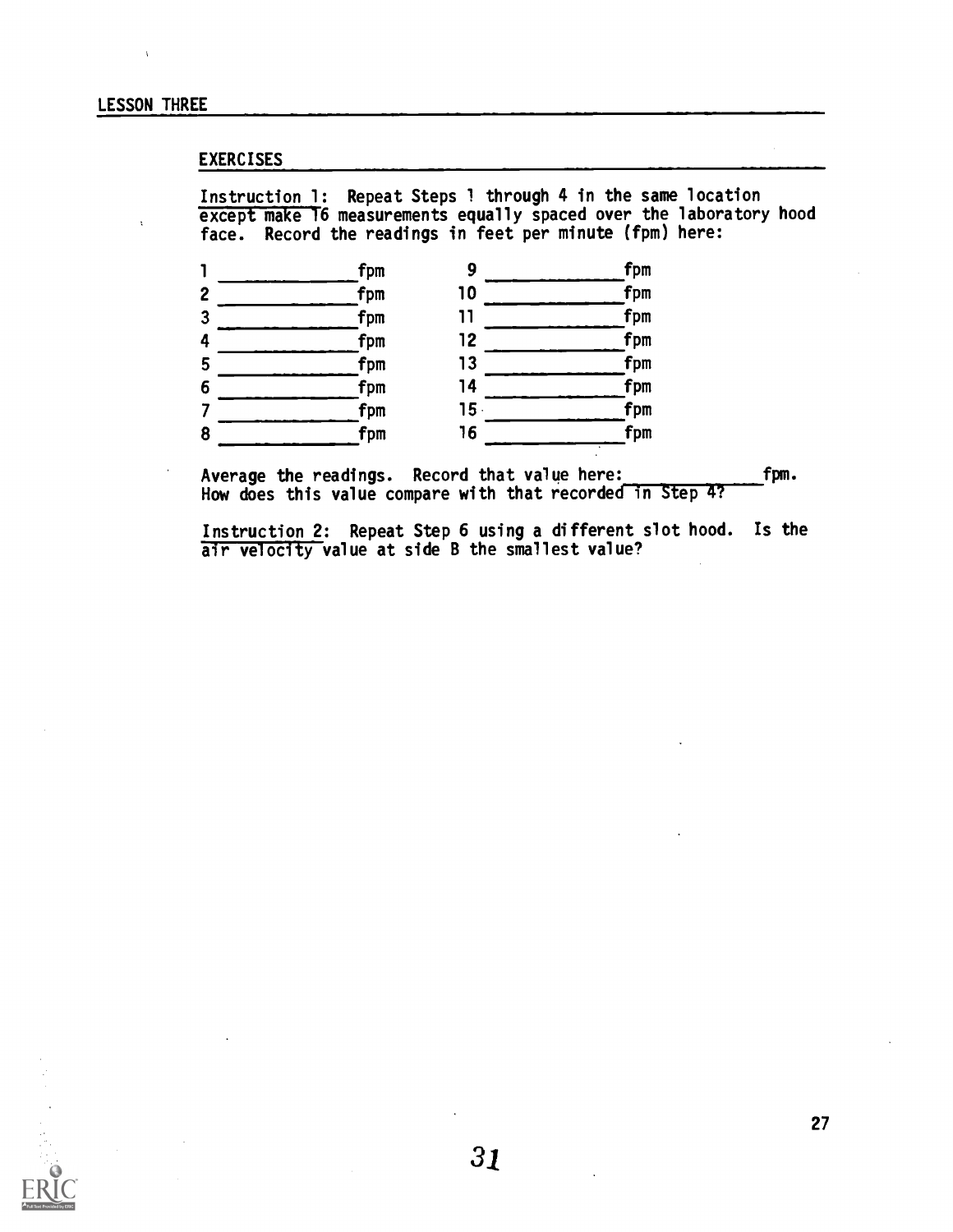## LESSON THREE

### EXERCISES

Instruction 1: Repeat Steps 1 through 4 in the same location except make 16 measurements equally spaced over the laboratory hood face. Record the readings in feet per minute (fpm) here:

| | | | |
|---|---|---|---|
| 1 | ____________ fpm | 9 | ____________ fpm |
| 2 | ____________ fpm | 10 | ____________ fpm |
| 3 | ____________ fpm | 11 | ____________ fpm |
| 4 | ____________ fpm | 12 | ____________ fpm |
| 5 | ____________ fpm | 13 | ____________ fpm |
| 6 | ____________ fpm | 14 | ____________ fpm |
| 7 | ____________ fpm | 15 | ____________ fpm |
| 8 | ____________ fpm | 16 | ____________ fpm |

Average the readings. Record that value here: ____________ fpm. How does this value compare with that recorded in Step 4?

Instruction 2: Repeat Step 6 using a different slot hood. Is the air velocity value at side B the smallest value?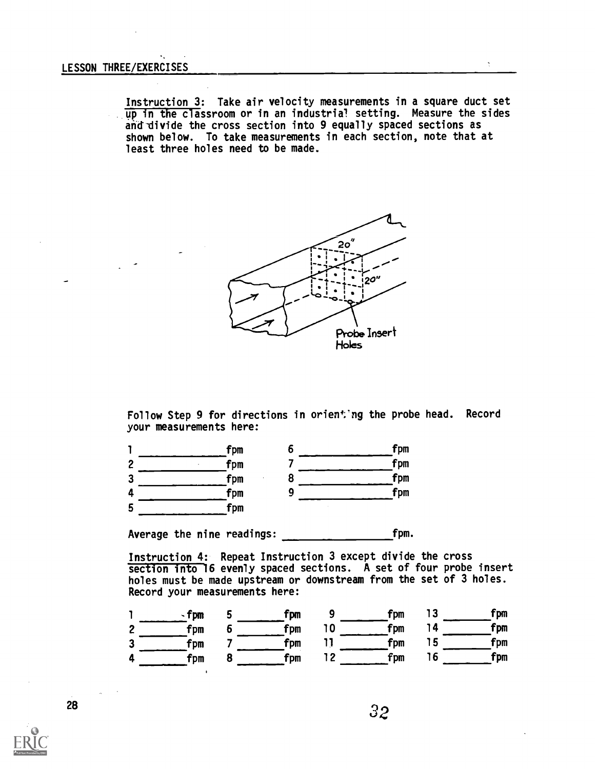## LESSON THREE/EXERCISES

Instruction 3: Take air velocity measurements in a square duct set up in the classroom or in an industrial setting. Measure the sides and divide the cross section into 9 equally spaced sections as shown below. To take measurements in each section, note that at least three holes need to be made.

Follow Step 9 for directions in orienting the probe head. Record your measurements here:

| | | | |
|---|---|---|---|
| 1 ____________ fpm | | 6 ____________ fpm | |
| 2 ____________ fpm | | 7 ____________ fpm | |
| 3 ____________ fpm | | 8 ____________ fpm | |
| 4 ____________ fpm | | 9 ____________ fpm | |
| 5 ____________ fpm | | | |

Average the nine readings: ______________ fpm.

Instruction 4: Repeat Instruction 3 except divide the cross section into 16 evenly spaced sections. A set of four probe insert holes must be made upstream or downstream from the set of 3 holes. Record your measurements here:

| | | | |
|---|---|---|---|
| 1 ______ fpm | 5 ______ fpm | 9 ______ fpm | 13 ______ fpm |
| 2 ______ fpm | 6 ______ fpm | 10 ______ fpm | 14 ______ fpm |
| 3 ______ fpm | 7 ______ fpm | 11 ______ fpm | 15 ______ fpm |
| 4 ______ fpm | 8 ______ fpm | 12 ______ fpm | 16 ______ fpm |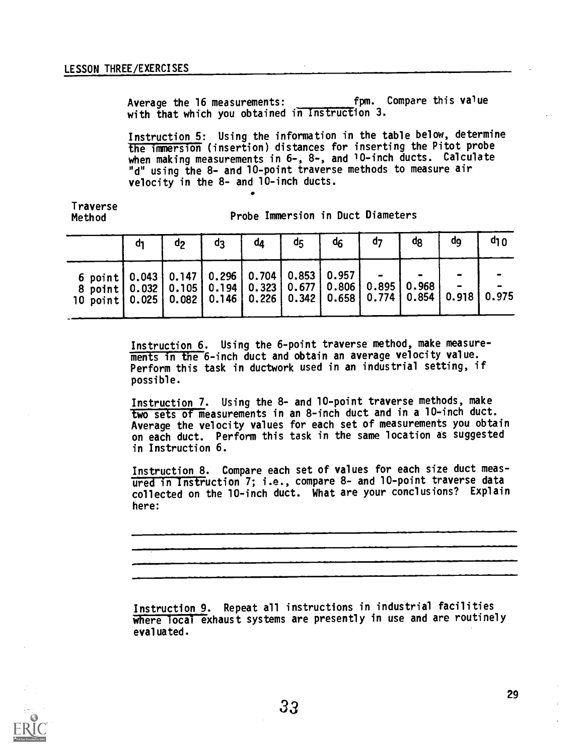Average the 16 measurements: ________ fpm. Compare this value with that which you obtained in Instruction 3.

Instruction 5: Using the information in the table below, determine the immersion (insertion) distances for inserting the Pitot probe when making measurements in 6-, 8-, and 10-inch ducts. Calculate "d" using the 8- and 10-point traverse methods to measure air velocity in the 8- and 10-inch ducts.

| Traverse Method | Probe Immersion in Duct Diameters | | | | | | | | | |
|---|---|---|---|---|---|---|---|---|---|---|
| | $d_1$ | $d_2$ | $d_3$ | $d_4$ | $d_5$ | $d_6$ | $d_7$ | $d_8$ | $d_9$ | $d_{10}$ |
| 6 point | 0.043 | 0.147 | 0.296 | 0.704 | 0.853 | 0.957 | - | - | - | - |
| 8 point | 0.032 | 0.105 | 0.194 | 0.323 | 0.677 | 0.806 | 0.895 | 0.968 | - | - |
| 10 point | 0.025 | 0.082 | 0.146 | 0.226 | 0.342 | 0.658 | 0.774 | 0.854 | 0.918 | 0.975 |

Instruction 6. Using the 6-point traverse method, make measurements in the 6-inch duct and obtain an average velocity value. Perform this task in ductwork used in an industrial setting, if possible.

Instruction 7. Using the 8- and 10-point traverse methods, make two sets of measurements in an 8-inch duct and in a 10-inch duct. Average the velocity values for each set of measurements you obtain on each duct. Perform this task in the same location as suggested in Instruction 6.

Instruction 8. Compare each set of values for each size duct measured in Instruction 7; i.e., compare 8- and 10-point traverse data collected on the 10-inch duct. What are your conclusions? Explain here:

______________________________________________

______________________________________________

______________________________________________

______________________________________________

Instruction 9. Repeat all instructions in industrial facilities where local exhaust systems are presently in use and are routinely evaluated.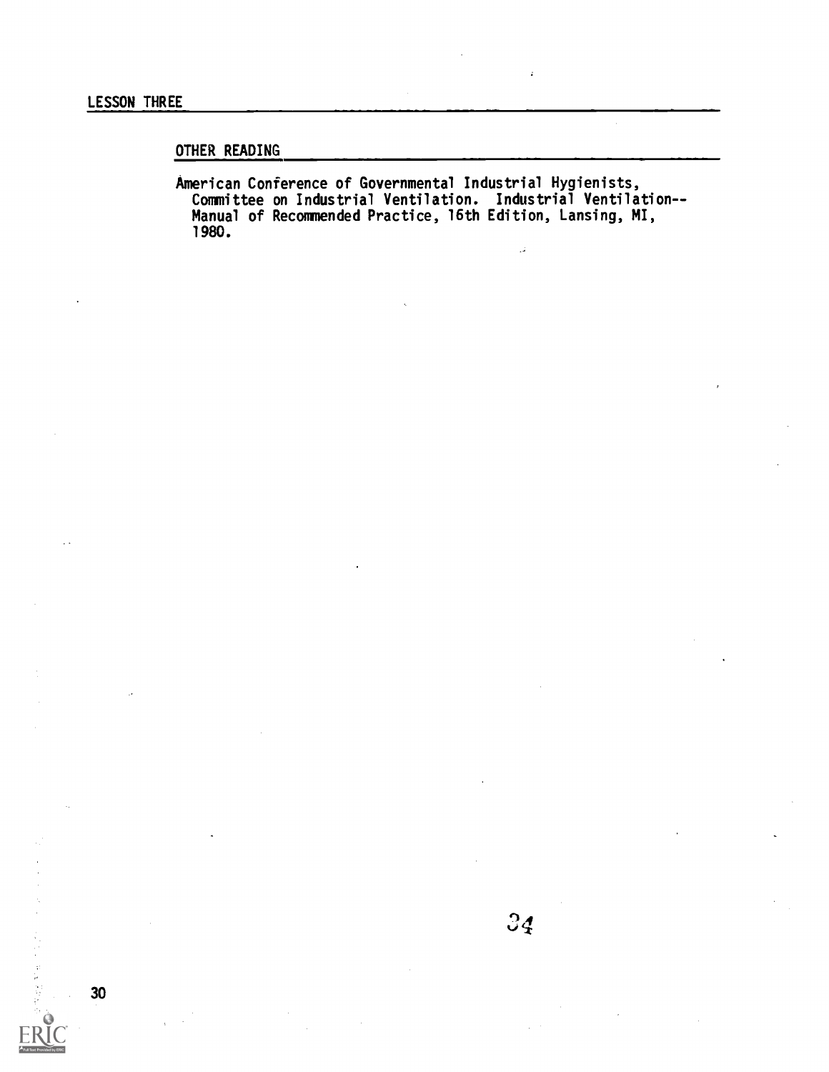## OTHER READING

American Conference of Governmental Industrial Hygienists, Committee on Industrial Ventilation. Industrial Ventilation--Manual of Recommended Practice, 16th Edition, Lansing, MI, 1980.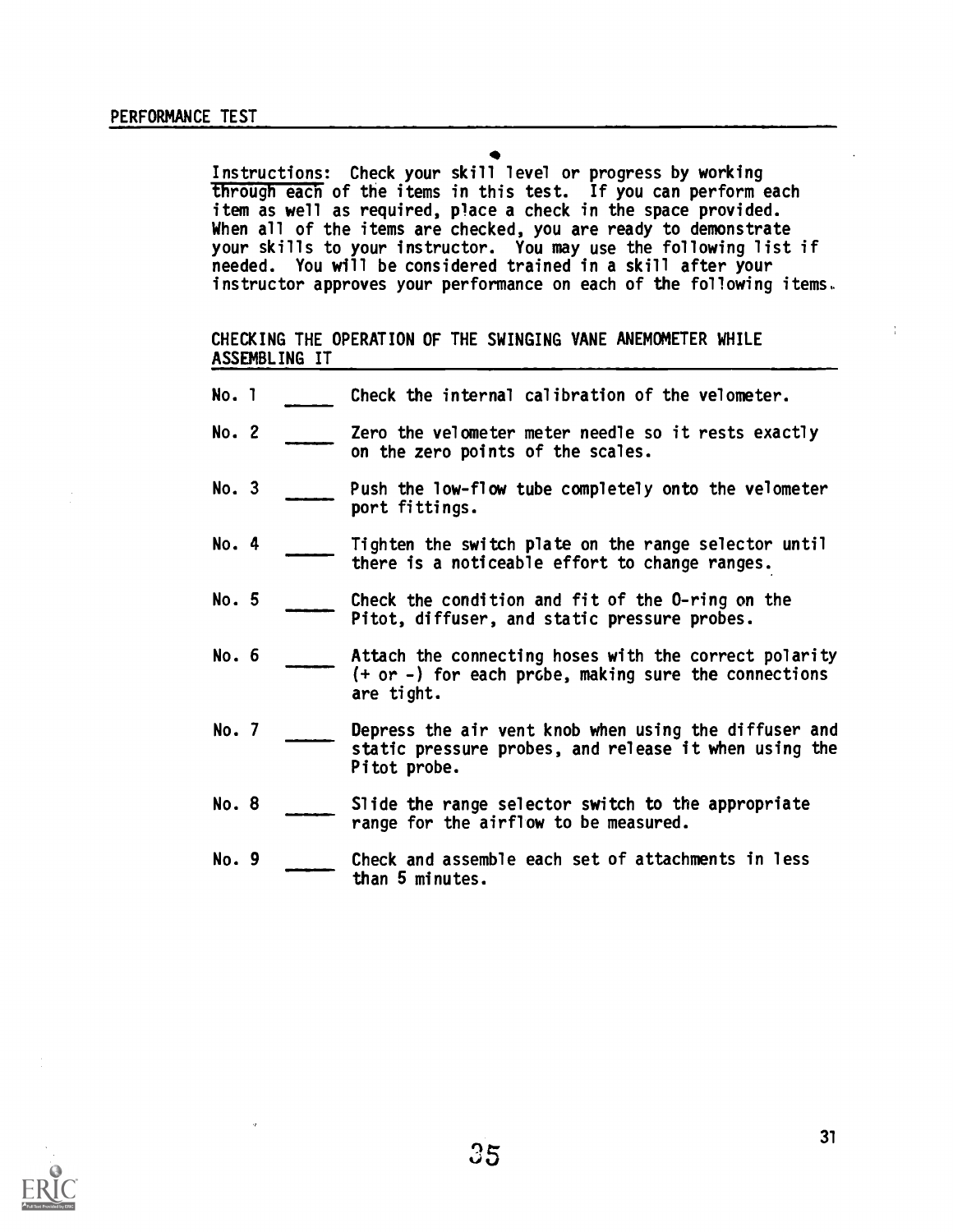## PERFORMANCE TEST

Instructions: Check your skill level or progress by working through each of the items in this test. If you can perform each item as well as required, place a check in the space provided. When all of the items are checked, you are ready to demonstrate your skills to your instructor. You may use the following list if needed. You will be considered trained in a skill after your instructor approves your performance on each of the following items.

### CHECKING THE OPERATION OF THE SWINGING VANE ANEMOMETER WHILE ASSEMBLING IT

No. 1 _____ Check the internal calibration of the velometer.

No. 2 _____ Zero the velometer meter needle so it rests exactly on the zero points of the scales.

No. 3 _____ Push the low-flow tube completely onto the velometer port fittings.

No. 4 _____ Tighten the switch plate on the range selector until there is a noticeable effort to change ranges.

No. 5 _____ Check the condition and fit of the O-ring on the Pitot, diffuser, and static pressure probes.

No. 6 _____ Attach the connecting hoses with the correct polarity (+ or -) for each probe, making sure the connections are tight.

No. 7 _____ Depress the air vent knob when using the diffuser and static pressure probes, and release it when using the Pitot probe.

No. 8 _____ Slide the range selector switch to the appropriate range for the airflow to be measured.

No. 9 _____ Check and assemble each set of attachments in less than 5 minutes.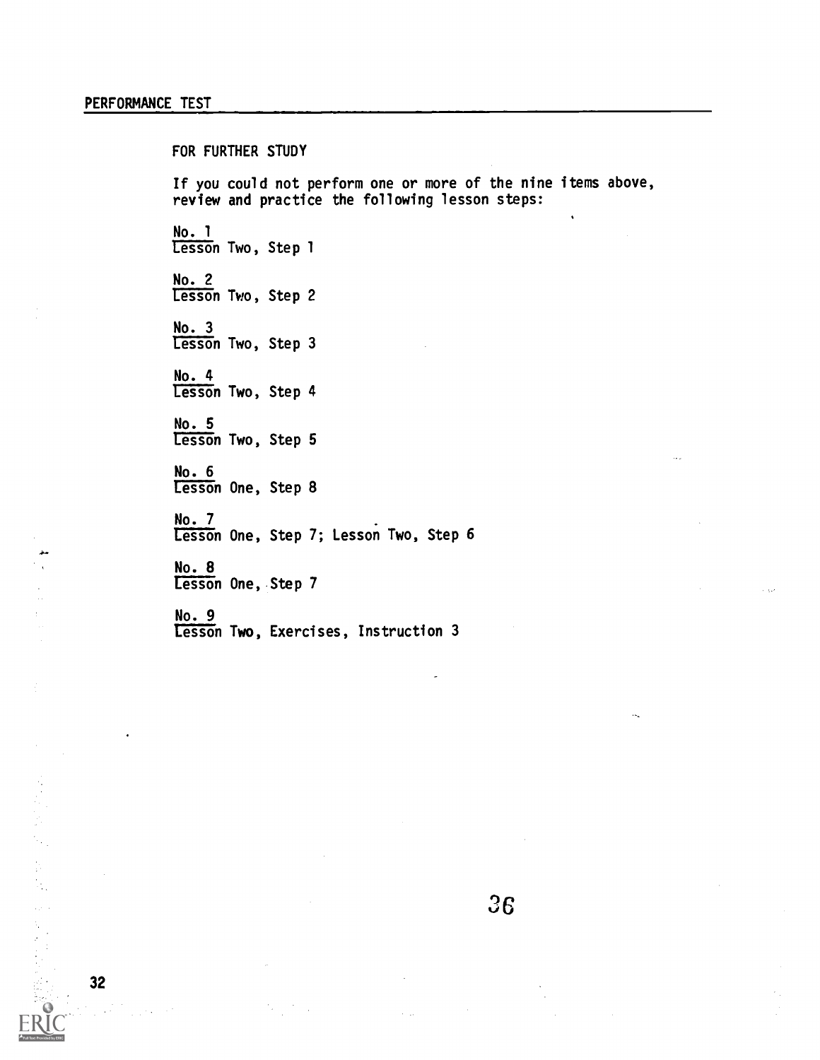PERFORMANCE TEST

## FOR FURTHER STUDY

If you could not perform one or more of the nine items above, review and practice the following lesson steps:

No. 1
Lesson Two, Step 1

No. 2
Lesson Two, Step 2

No. 3
Lesson Two, Step 3

No. 4
Lesson Two, Step 4

No. 5
Lesson Two, Step 5

No. 6
Lesson One, Step 8

No. 7
Lesson One, Step 7; Lesson Two, Step 6

No. 8
Lesson One, Step 7

No. 9
Lesson Two, Exercises, Instruction 3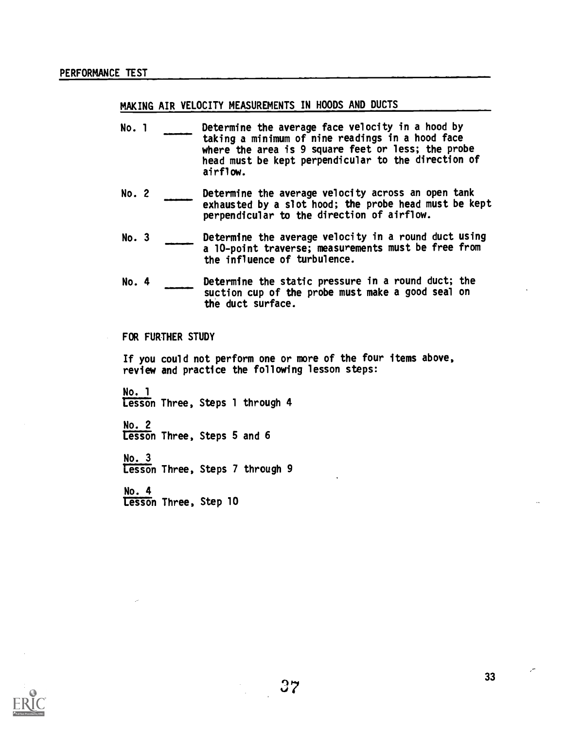## PERFORMANCE TEST

### MAKING AIR VELOCITY MEASUREMENTS IN HOODS AND DUCTS

No. 1 \_\_\_\_ Determine the average face velocity in a hood by taking a minimum of nine readings in a hood face where the area is 9 square feet or less; the probe head must be kept perpendicular to the direction of airflow.

No. 2 \_\_\_\_ Determine the average velocity across an open tank exhausted by a slot hood; the probe head must be kept perpendicular to the direction of airflow.

No. 3 \_\_\_\_ Determine the average velocity in a round duct using a 10-point traverse; measurements must be free from the influence of turbulence.

No. 4 \_\_\_\_ Determine the static pressure in a round duct; the suction cup of the probe must make a good seal on the duct surface.

### FOR FURTHER STUDY

If you could not perform one or more of the four items above, review and practice the following lesson steps:

No. 1
Lesson Three, Steps 1 through 4

No. 2
Lesson Three, Steps 5 and 6

No. 3
Lesson Three, Steps 7 through 9

No. 4
Lesson Three, Step 10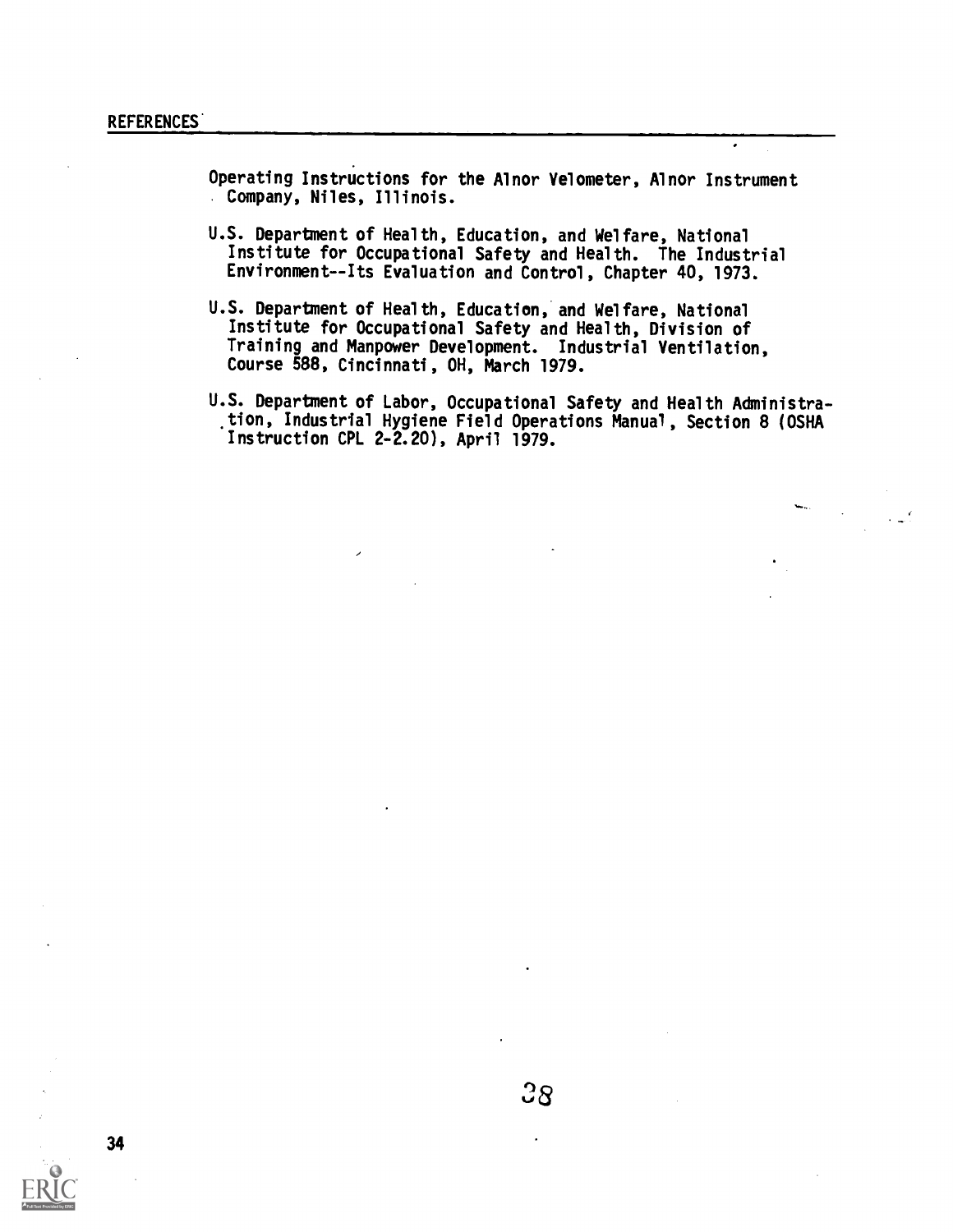## REFERENCES

Operating Instructions for the Alnor Velometer, Alnor Instrument Company, Niles, Illinois.

U.S. Department of Health, Education, and Welfare, National Institute for Occupational Safety and Health. The Industrial Environment--Its Evaluation and Control, Chapter 40, 1973.

U.S. Department of Health, Education, and Welfare, National Institute for Occupational Safety and Health, Division of Training and Manpower Development. Industrial Ventilation, Course 588, Cincinnati, OH, March 1979.

U.S. Department of Labor, Occupational Safety and Health Administration, Industrial Hygiene Field Operations Manual, Section 8 (OSHA Instruction CPL 2-2.20), April 1979.